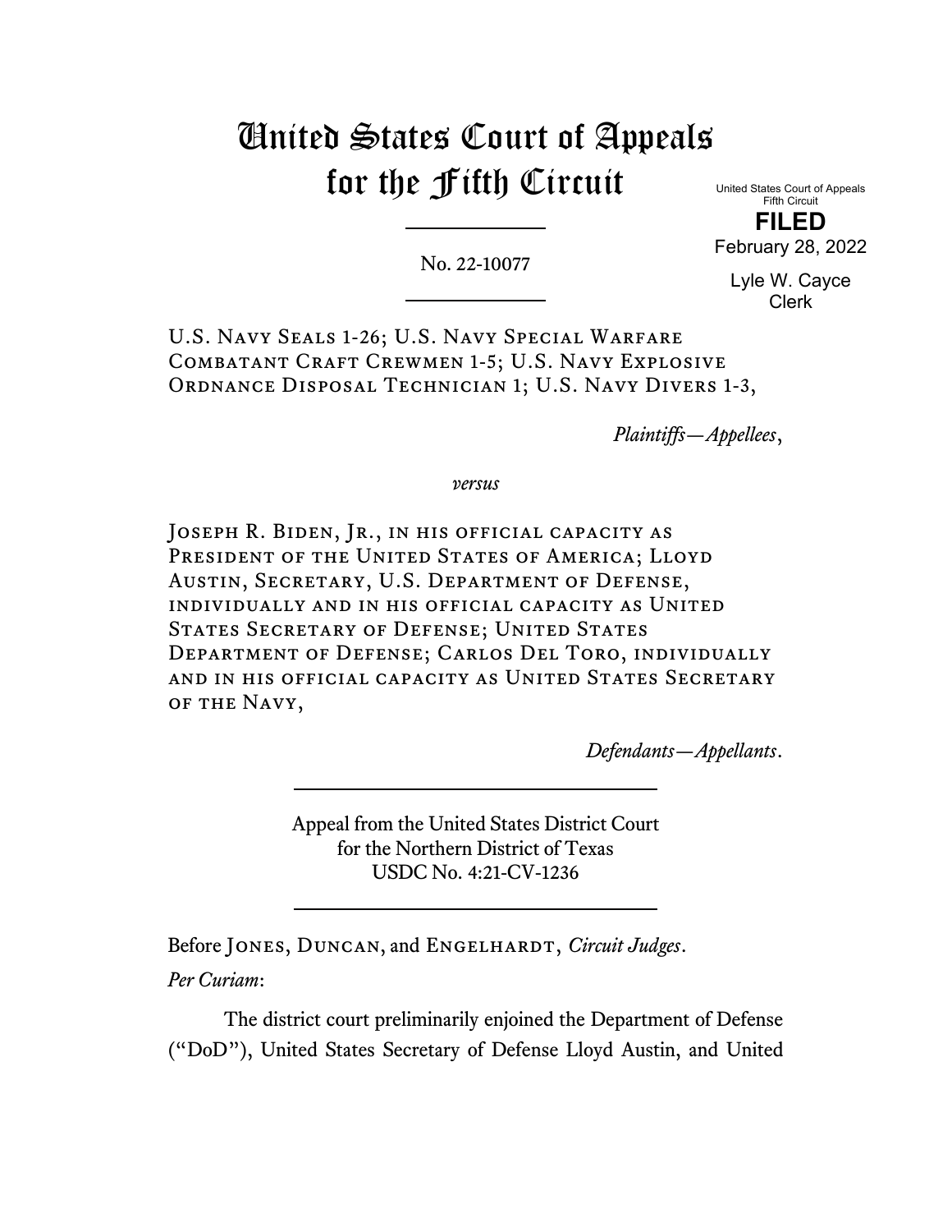# United States Court of Appeals for the Fifth Circuit

United States Court of Appeals
Fifth Circuit

**FILED**

February 28, 2022

Lyle W. Cayce
Clerk

No. 22-10077

U.S. Navy Seals 1-26; U.S. Navy Special Warfare Combatant Craft Crewmen 1-5; U.S. Navy Explosive Ordnance Disposal Technician 1; U.S. Navy Divers 1-3,

*Plaintiffs—Appellees*,

*versus*

Joseph R. Biden, Jr., in his official capacity as President of the United States of America; Lloyd Austin, Secretary, U.S. Department of Defense, individually and in his official capacity as United States Secretary of Defense; United States Department of Defense; Carlos Del Toro, individually and in his official capacity as United States Secretary of the Navy,

*Defendants—Appellants*.

Appeal from the United States District Court
for the Northern District of Texas
USDC No. 4:21-CV-1236

Before Jones, Duncan, and Engelhardt, *Circuit Judges*.

*Per Curiam*:

The district court preliminarily enjoined the Department of Defense ("DoD"), United States Secretary of Defense Lloyd Austin, and United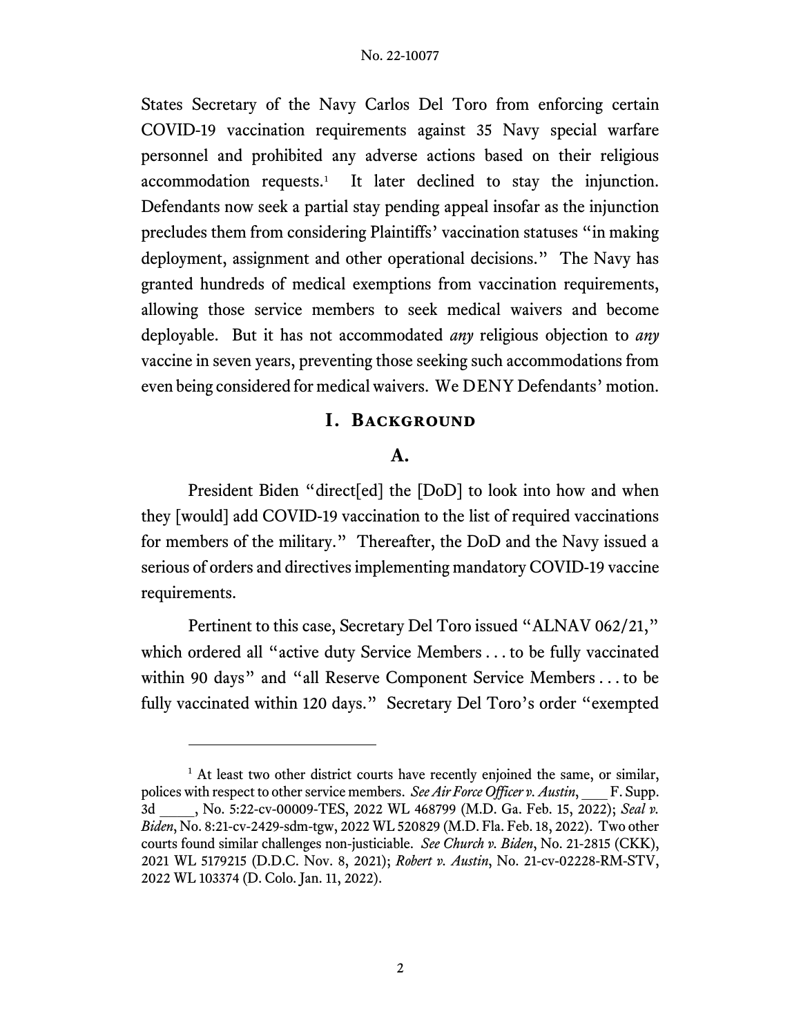States Secretary of the Navy Carlos Del Toro from enforcing certain COVID-19 vaccination requirements against 35 Navy special warfare personnel and prohibited any adverse actions based on their religious accommodation requests.[1] It later declined to stay the injunction. Defendants now seek a partial stay pending appeal insofar as the injunction precludes them from considering Plaintiffs' vaccination statuses "in making deployment, assignment and other operational decisions." The Navy has granted hundreds of medical exemptions from vaccination requirements, allowing those service members to seek medical waivers and become deployable. But it has not accommodated *any* religious objection to *any* vaccine in seven years, preventing those seeking such accommodations from even being considered for medical waivers. We DENY Defendants' motion.

## I. Background

### A.

President Biden "direct[ed] the [DoD] to look into how and when they [would] add COVID-19 vaccination to the list of required vaccinations for members of the military." Thereafter, the DoD and the Navy issued a serious of orders and directives implementing mandatory COVID-19 vaccine requirements.

Pertinent to this case, Secretary Del Toro issued "ALNAV 062/21," which ordered all "active duty Service Members . . . to be fully vaccinated within 90 days" and "all Reserve Component Service Members . . . to be fully vaccinated within 120 days." Secretary Del Toro's order "exempted

---

[1] At least two other district courts have recently enjoined the same, or similar, polices with respect to other service members. *See Air Force Officer v. Austin*, \_\_\_ F. Supp. 3d \_\_\_\_, No. 5:22-cv-00009-TES, 2022 WL 468799 (M.D. Ga. Feb. 15, 2022); *Seal v. Biden*, No. 8:21-cv-2429-sdm-tgw, 2022 WL 520829 (M.D. Fla. Feb. 18, 2022). Two other courts found similar challenges non-justiciable. *See Church v. Biden*, No. 21-2815 (CKK), 2021 WL 5179215 (D.D.C. Nov. 8, 2021); *Robert v. Austin*, No. 21-cv-02228-RM-STV, 2022 WL 103374 (D. Colo. Jan. 11, 2022).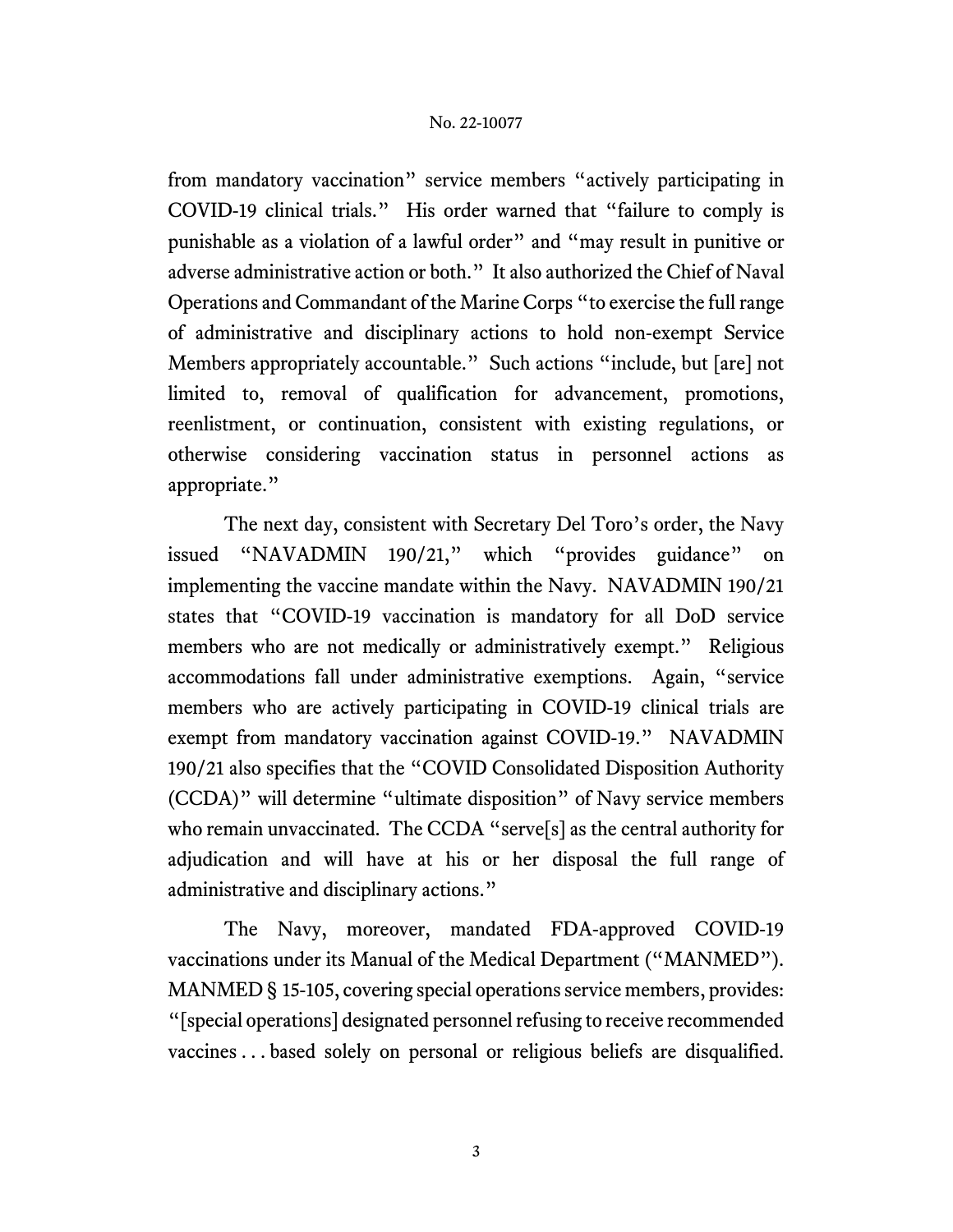from mandatory vaccination" service members "actively participating in COVID-19 clinical trials." His order warned that "failure to comply is punishable as a violation of a lawful order" and "may result in punitive or adverse administrative action or both." It also authorized the Chief of Naval Operations and Commandant of the Marine Corps "to exercise the full range of administrative and disciplinary actions to hold non-exempt Service Members appropriately accountable." Such actions "include, but [are] not limited to, removal of qualification for advancement, promotions, reenlistment, or continuation, consistent with existing regulations, or otherwise considering vaccination status in personnel actions as appropriate."

The next day, consistent with Secretary Del Toro's order, the Navy issued "NAVADMIN 190/21," which "provides guidance" on implementing the vaccine mandate within the Navy. NAVADMIN 190/21 states that "COVID-19 vaccination is mandatory for all DoD service members who are not medically or administratively exempt." Religious accommodations fall under administrative exemptions. Again, "service members who are actively participating in COVID-19 clinical trials are exempt from mandatory vaccination against COVID-19." NAVADMIN 190/21 also specifies that the "COVID Consolidated Disposition Authority (CCDA)" will determine "ultimate disposition" of Navy service members who remain unvaccinated. The CCDA "serve[s] as the central authority for adjudication and will have at his or her disposal the full range of administrative and disciplinary actions."

The Navy, moreover, mandated FDA-approved COVID-19 vaccinations under its Manual of the Medical Department ("MANMED"). MANMED § 15-105, covering special operations service members, provides: "[special operations] designated personnel refusing to receive recommended vaccines . . . based solely on personal or religious beliefs are disqualified.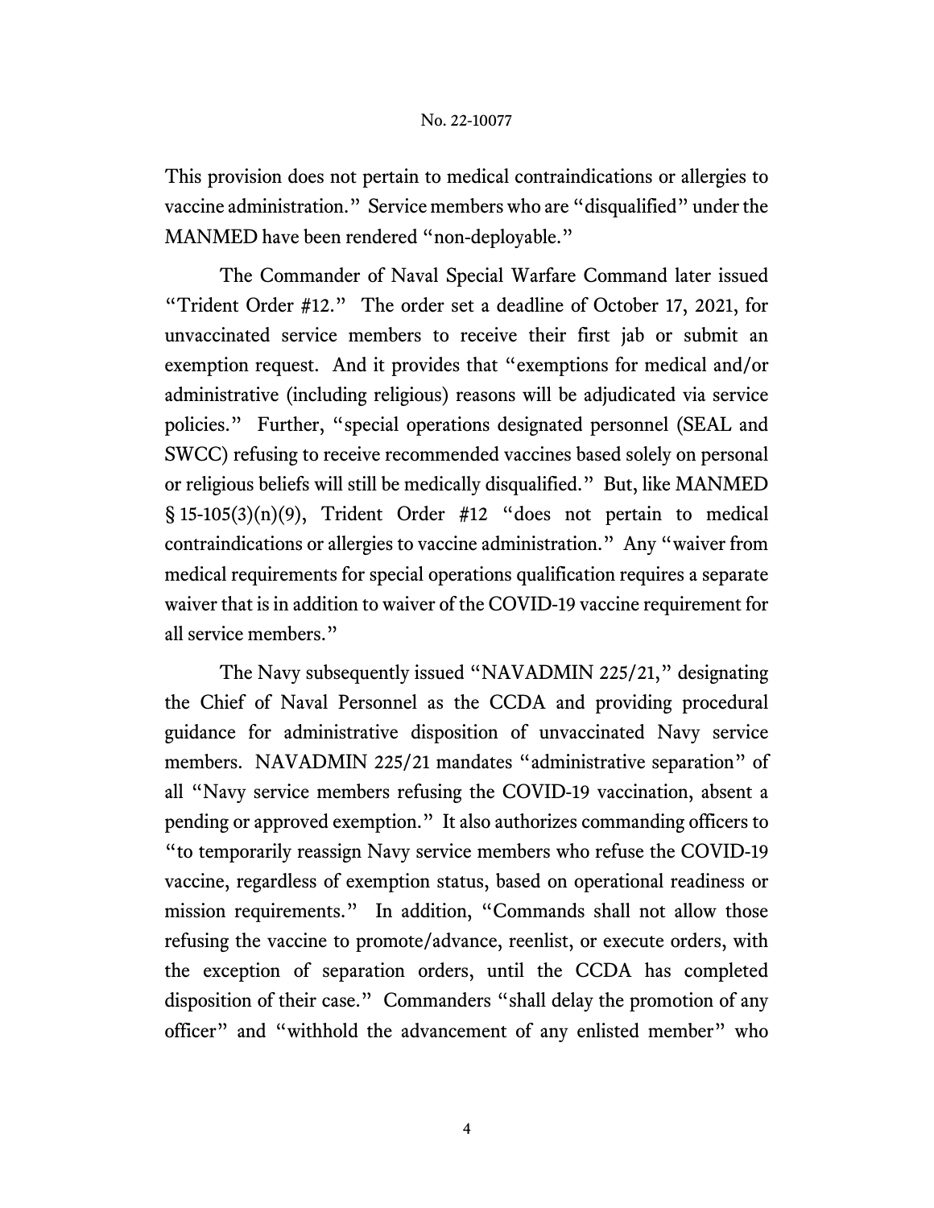This provision does not pertain to medical contraindications or allergies to vaccine administration." Service members who are "disqualified" under the MANMED have been rendered "non-deployable."

The Commander of Naval Special Warfare Command later issued "Trident Order #12." The order set a deadline of October 17, 2021, for unvaccinated service members to receive their first jab or submit an exemption request. And it provides that "exemptions for medical and/or administrative (including religious) reasons will be adjudicated via service policies." Further, "special operations designated personnel (SEAL and SWCC) refusing to receive recommended vaccines based solely on personal or religious beliefs will still be medically disqualified." But, like MANMED § 15-105(3)(n)(9), Trident Order #12 "does not pertain to medical contraindications or allergies to vaccine administration." Any "waiver from medical requirements for special operations qualification requires a separate waiver that is in addition to waiver of the COVID-19 vaccine requirement for all service members."

The Navy subsequently issued "NAVADMIN 225/21," designating the Chief of Naval Personnel as the CCDA and providing procedural guidance for administrative disposition of unvaccinated Navy service members. NAVADMIN 225/21 mandates "administrative separation" of all "Navy service members refusing the COVID-19 vaccination, absent a pending or approved exemption." It also authorizes commanding officers to "to temporarily reassign Navy service members who refuse the COVID-19 vaccine, regardless of exemption status, based on operational readiness or mission requirements." In addition, "Commands shall not allow those refusing the vaccine to promote/advance, reenlist, or execute orders, with the exception of separation orders, until the CCDA has completed disposition of their case." Commanders "shall delay the promotion of any officer" and "withhold the advancement of any enlisted member" who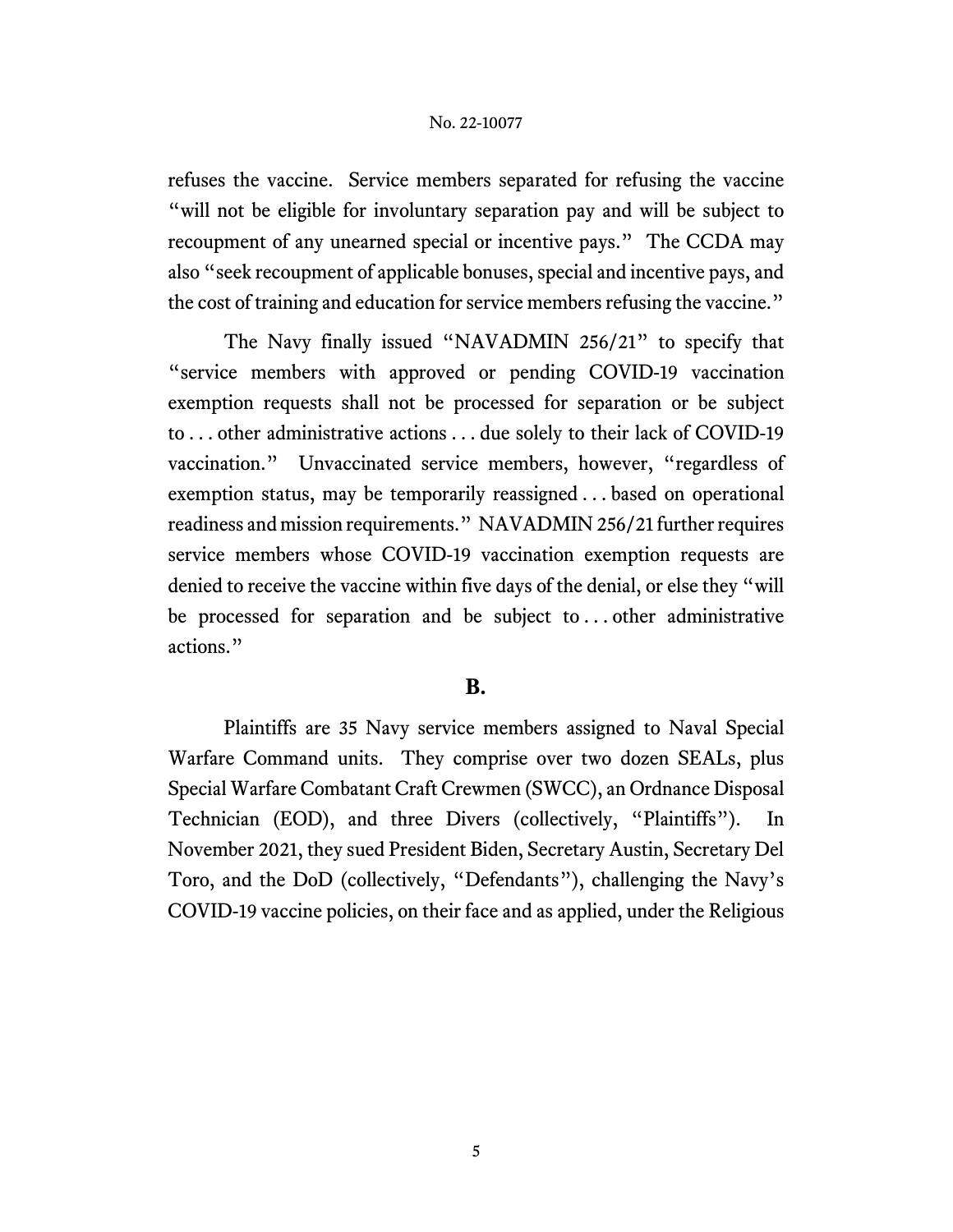refuses the vaccine. Service members separated for refusing the vaccine "will not be eligible for involuntary separation pay and will be subject to recoupment of any unearned special or incentive pays." The CCDA may also "seek recoupment of applicable bonuses, special and incentive pays, and the cost of training and education for service members refusing the vaccine."

The Navy finally issued "NAVADMIN 256/21" to specify that "service members with approved or pending COVID-19 vaccination exemption requests shall not be processed for separation or be subject to . . . other administrative actions . . . due solely to their lack of COVID-19 vaccination." Unvaccinated service members, however, "regardless of exemption status, may be temporarily reassigned . . . based on operational readiness and mission requirements." NAVADMIN 256/21 further requires service members whose COVID-19 vaccination exemption requests are denied to receive the vaccine within five days of the denial, or else they "will be processed for separation and be subject to . . . other administrative actions."

## B.

Plaintiffs are 35 Navy service members assigned to Naval Special Warfare Command units. They comprise over two dozen SEALs, plus Special Warfare Combatant Craft Crewmen (SWCC), an Ordnance Disposal Technician (EOD), and three Divers (collectively, "Plaintiffs"). In November 2021, they sued President Biden, Secretary Austin, Secretary Del Toro, and the DoD (collectively, "Defendants"), challenging the Navy's COVID-19 vaccine policies, on their face and as applied, under the Religious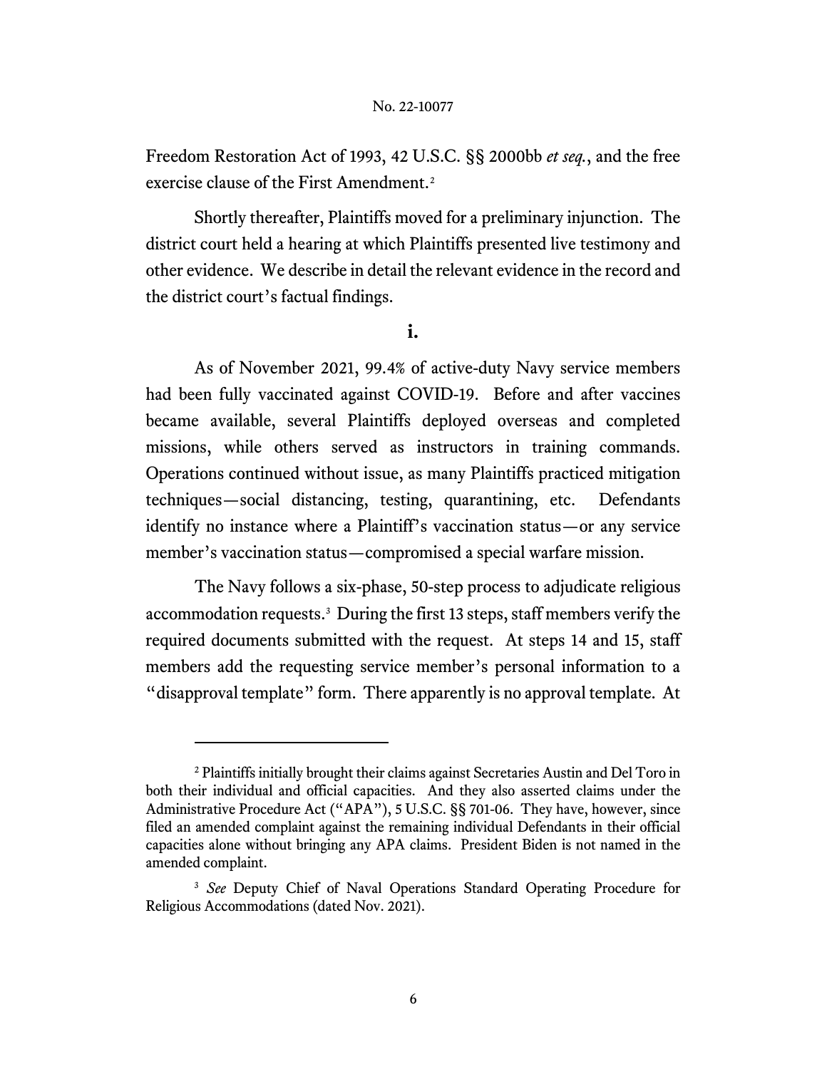Freedom Restoration Act of 1993, 42 U.S.C. §§ 2000bb *et seq.*, and the free exercise clause of the First Amendment.[2]

Shortly thereafter, Plaintiffs moved for a preliminary injunction. The district court held a hearing at which Plaintiffs presented live testimony and other evidence. We describe in detail the relevant evidence in the record and the district court's factual findings.

**i.**

As of November 2021, 99.4% of active-duty Navy service members had been fully vaccinated against COVID-19. Before and after vaccines became available, several Plaintiffs deployed overseas and completed missions, while others served as instructors in training commands. Operations continued without issue, as many Plaintiffs practiced mitigation techniques—social distancing, testing, quarantining, etc. Defendants identify no instance where a Plaintiff's vaccination status—or any service member's vaccination status—compromised a special warfare mission.

The Navy follows a six-phase, 50-step process to adjudicate religious accommodation requests.[3] During the first 13 steps, staff members verify the required documents submitted with the request. At steps 14 and 15, staff members add the requesting service member's personal information to a "disapproval template" form. There apparently is no approval template. At

---

[2] Plaintiffs initially brought their claims against Secretaries Austin and Del Toro in both their individual and official capacities. And they also asserted claims under the Administrative Procedure Act ("APA"), 5 U.S.C. §§ 701-06. They have, however, since filed an amended complaint against the remaining individual Defendants in their official capacities alone without bringing any APA claims. President Biden is not named in the amended complaint.

[3] *See* Deputy Chief of Naval Operations Standard Operating Procedure for Religious Accommodations (dated Nov. 2021).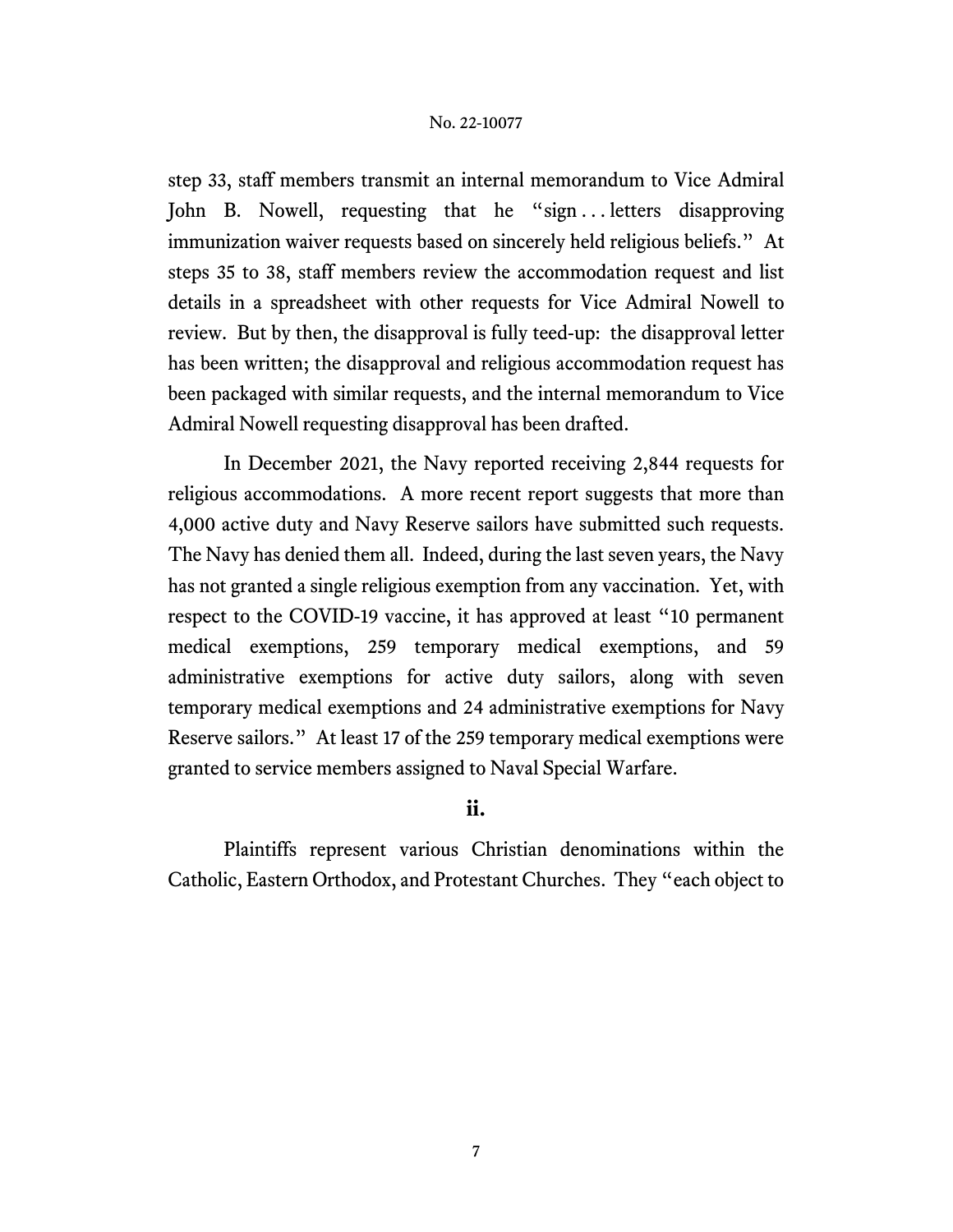step 33, staff members transmit an internal memorandum to Vice Admiral John B. Nowell, requesting that he "sign . . . letters disapproving immunization waiver requests based on sincerely held religious beliefs." At steps 35 to 38, staff members review the accommodation request and list details in a spreadsheet with other requests for Vice Admiral Nowell to review. But by then, the disapproval is fully teed-up: the disapproval letter has been written; the disapproval and religious accommodation request has been packaged with similar requests, and the internal memorandum to Vice Admiral Nowell requesting disapproval has been drafted.

In December 2021, the Navy reported receiving 2,844 requests for religious accommodations. A more recent report suggests that more than 4,000 active duty and Navy Reserve sailors have submitted such requests. The Navy has denied them all. Indeed, during the last seven years, the Navy has not granted a single religious exemption from any vaccination. Yet, with respect to the COVID-19 vaccine, it has approved at least "10 permanent medical exemptions, 259 temporary medical exemptions, and 59 administrative exemptions for active duty sailors, along with seven temporary medical exemptions and 24 administrative exemptions for Navy Reserve sailors." At least 17 of the 259 temporary medical exemptions were granted to service members assigned to Naval Special Warfare.

### ii.

Plaintiffs represent various Christian denominations within the Catholic, Eastern Orthodox, and Protestant Churches. They "each object to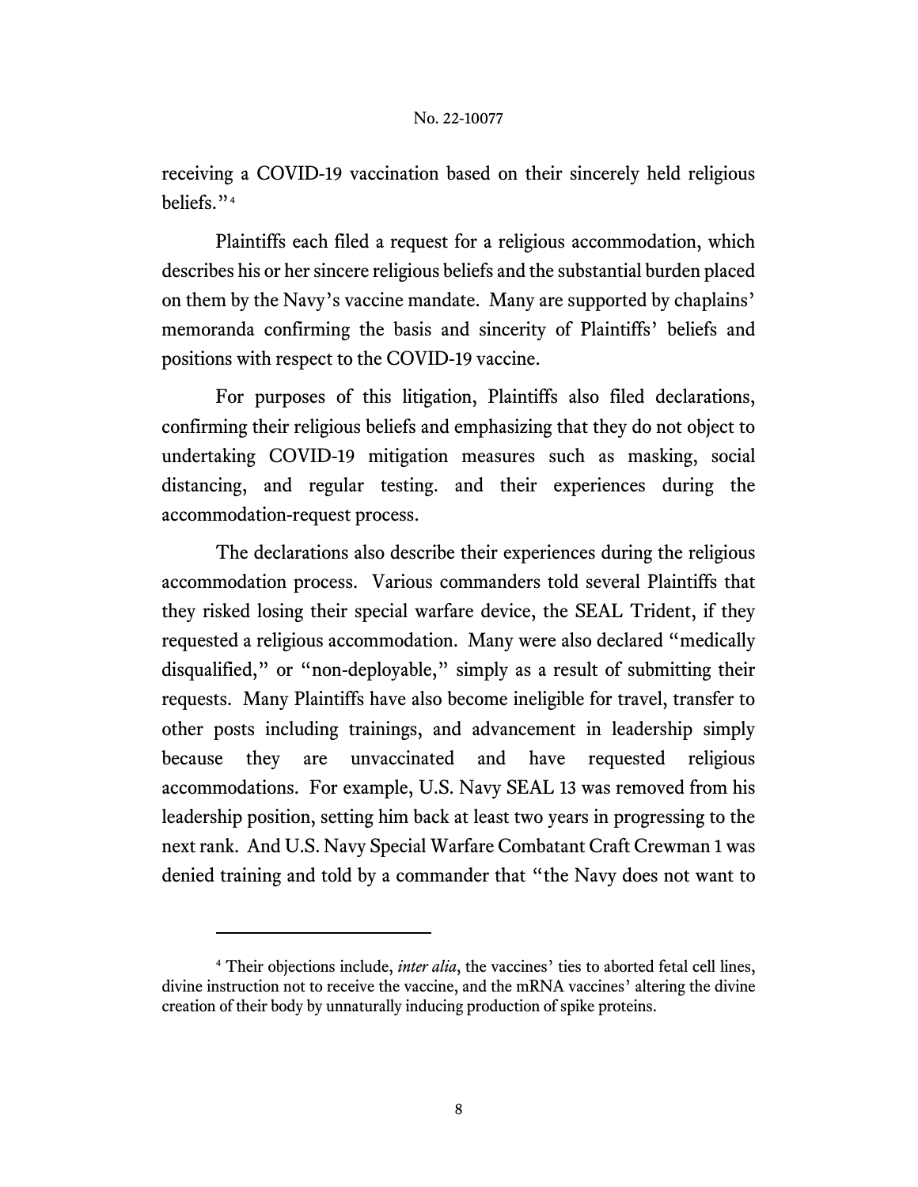receiving a COVID-19 vaccination based on their sincerely held religious beliefs."[4]

Plaintiffs each filed a request for a religious accommodation, which describes his or her sincere religious beliefs and the substantial burden placed on them by the Navy's vaccine mandate. Many are supported by chaplains' memoranda confirming the basis and sincerity of Plaintiffs' beliefs and positions with respect to the COVID-19 vaccine.

For purposes of this litigation, Plaintiffs also filed declarations, confirming their religious beliefs and emphasizing that they do not object to undertaking COVID-19 mitigation measures such as masking, social distancing, and regular testing. and their experiences during the accommodation-request process.

The declarations also describe their experiences during the religious accommodation process. Various commanders told several Plaintiffs that they risked losing their special warfare device, the SEAL Trident, if they requested a religious accommodation. Many were also declared "medically disqualified," or "non-deployable," simply as a result of submitting their requests. Many Plaintiffs have also become ineligible for travel, transfer to other posts including trainings, and advancement in leadership simply because they are unvaccinated and have requested religious accommodations. For example, U.S. Navy SEAL 13 was removed from his leadership position, setting him back at least two years in progressing to the next rank. And U.S. Navy Special Warfare Combatant Craft Crewman 1 was denied training and told by a commander that "the Navy does not want to

---

[4] Their objections include, *inter alia*, the vaccines' ties to aborted fetal cell lines, divine instruction not to receive the vaccine, and the mRNA vaccines' altering the divine creation of their body by unnaturally inducing production of spike proteins.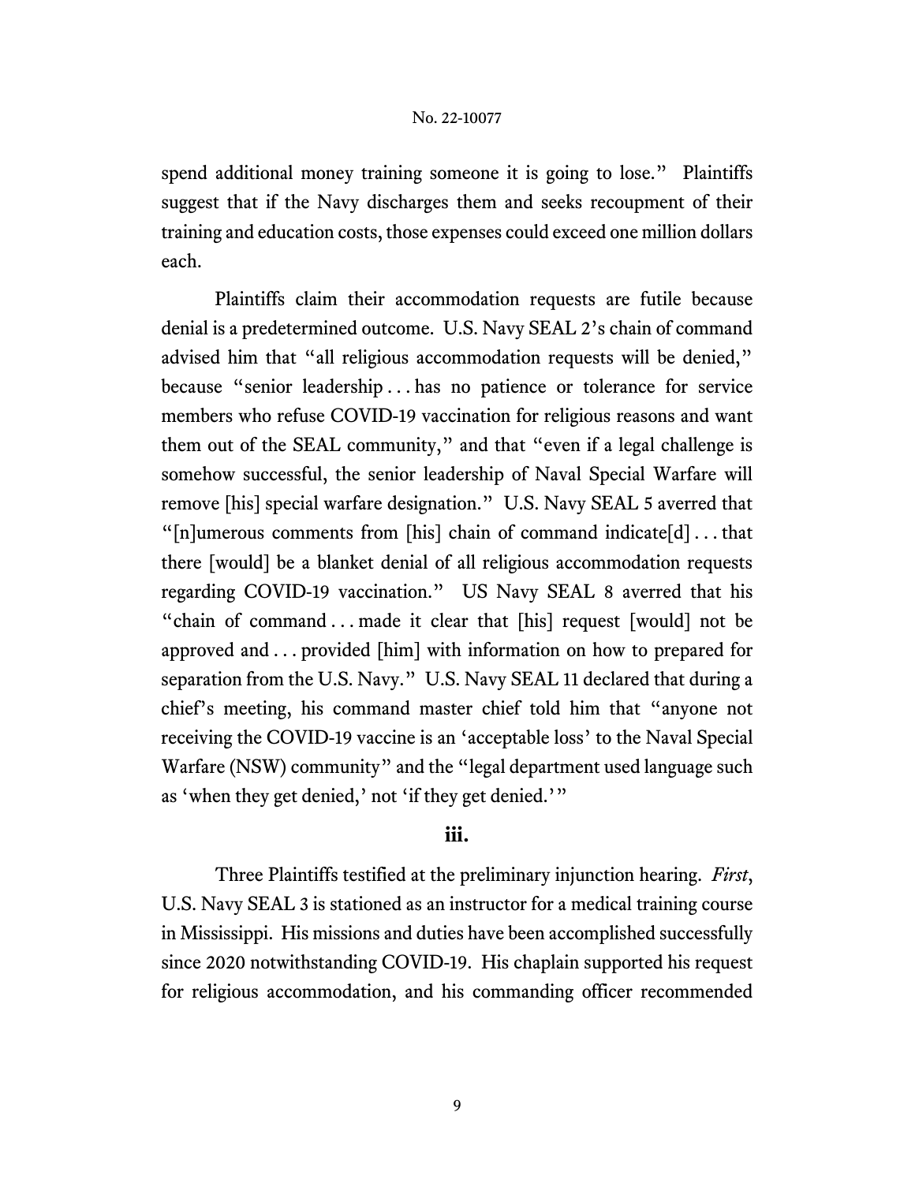spend additional money training someone it is going to lose." Plaintiffs suggest that if the Navy discharges them and seeks recoupment of their training and education costs, those expenses could exceed one million dollars each.

Plaintiffs claim their accommodation requests are futile because denial is a predetermined outcome. U.S. Navy SEAL 2's chain of command advised him that "all religious accommodation requests will be denied," because "senior leadership . . . has no patience or tolerance for service members who refuse COVID-19 vaccination for religious reasons and want them out of the SEAL community," and that "even if a legal challenge is somehow successful, the senior leadership of Naval Special Warfare will remove [his] special warfare designation." U.S. Navy SEAL 5 averred that "[n]umerous comments from [his] chain of command indicate[d] . . . that there [would] be a blanket denial of all religious accommodation requests regarding COVID-19 vaccination." US Navy SEAL 8 averred that his "chain of command . . . made it clear that [his] request [would] not be approved and . . . provided [him] with information on how to prepared for separation from the U.S. Navy." U.S. Navy SEAL 11 declared that during a chief's meeting, his command master chief told him that "anyone not receiving the COVID-19 vaccine is an 'acceptable loss' to the Naval Special Warfare (NSW) community" and the "legal department used language such as 'when they get denied,' not 'if they get denied.'"

### iii.

Three Plaintiffs testified at the preliminary injunction hearing. *First*, U.S. Navy SEAL 3 is stationed as an instructor for a medical training course in Mississippi. His missions and duties have been accomplished successfully since 2020 notwithstanding COVID-19. His chaplain supported his request for religious accommodation, and his commanding officer recommended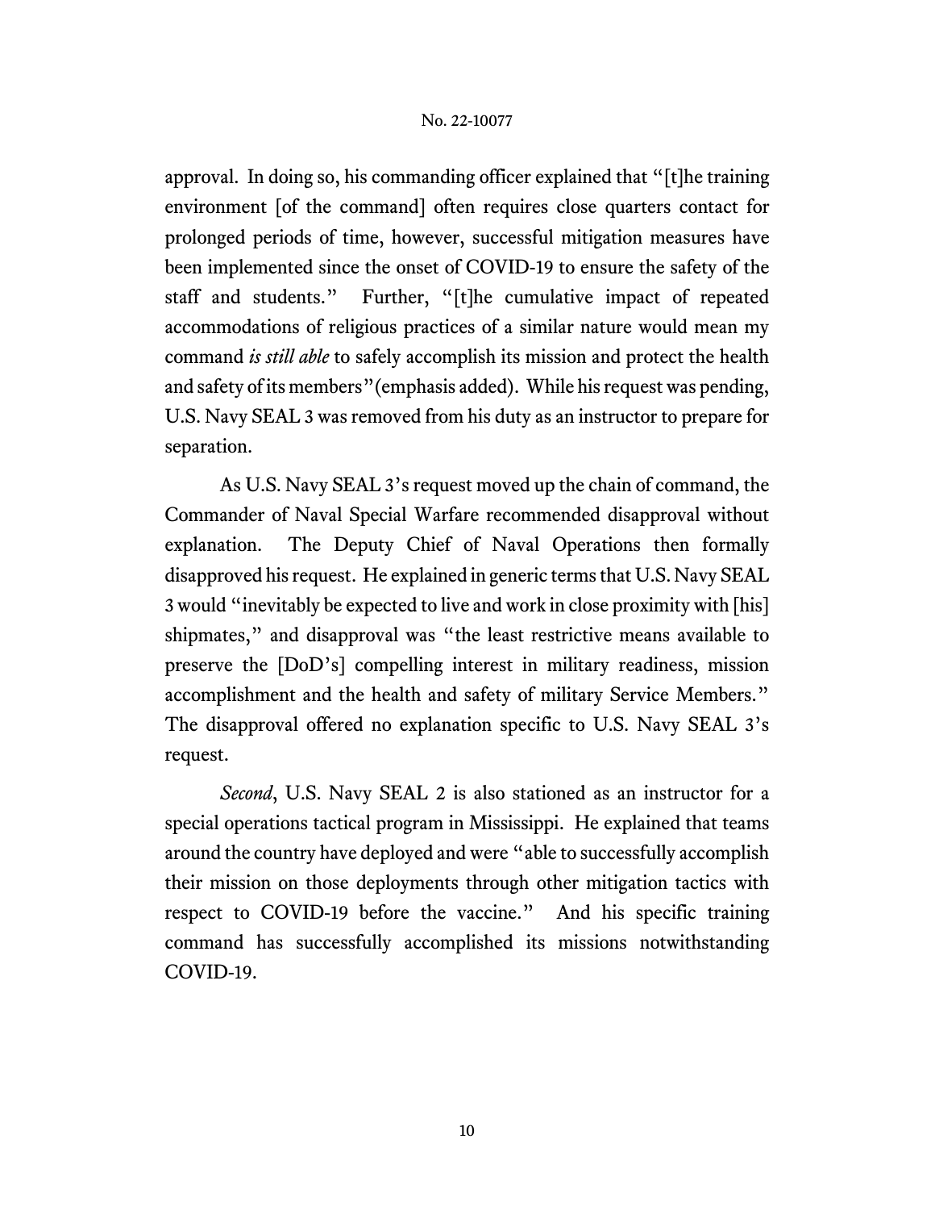approval. In doing so, his commanding officer explained that "[t]he training environment [of the command] often requires close quarters contact for prolonged periods of time, however, successful mitigation measures have been implemented since the onset of COVID-19 to ensure the safety of the staff and students." Further, "[t]he cumulative impact of repeated accommodations of religious practices of a similar nature would mean my command *is still able* to safely accomplish its mission and protect the health and safety of its members" (emphasis added). While his request was pending, U.S. Navy SEAL 3 was removed from his duty as an instructor to prepare for separation.

As U.S. Navy SEAL 3's request moved up the chain of command, the Commander of Naval Special Warfare recommended disapproval without explanation. The Deputy Chief of Naval Operations then formally disapproved his request. He explained in generic terms that U.S. Navy SEAL 3 would "inevitably be expected to live and work in close proximity with [his] shipmates," and disapproval was "the least restrictive means available to preserve the [DoD's] compelling interest in military readiness, mission accomplishment and the health and safety of military Service Members." The disapproval offered no explanation specific to U.S. Navy SEAL 3's request.

*Second*, U.S. Navy SEAL 2 is also stationed as an instructor for a special operations tactical program in Mississippi. He explained that teams around the country have deployed and were "able to successfully accomplish their mission on those deployments through other mitigation tactics with respect to COVID-19 before the vaccine." And his specific training command has successfully accomplished its missions notwithstanding COVID-19.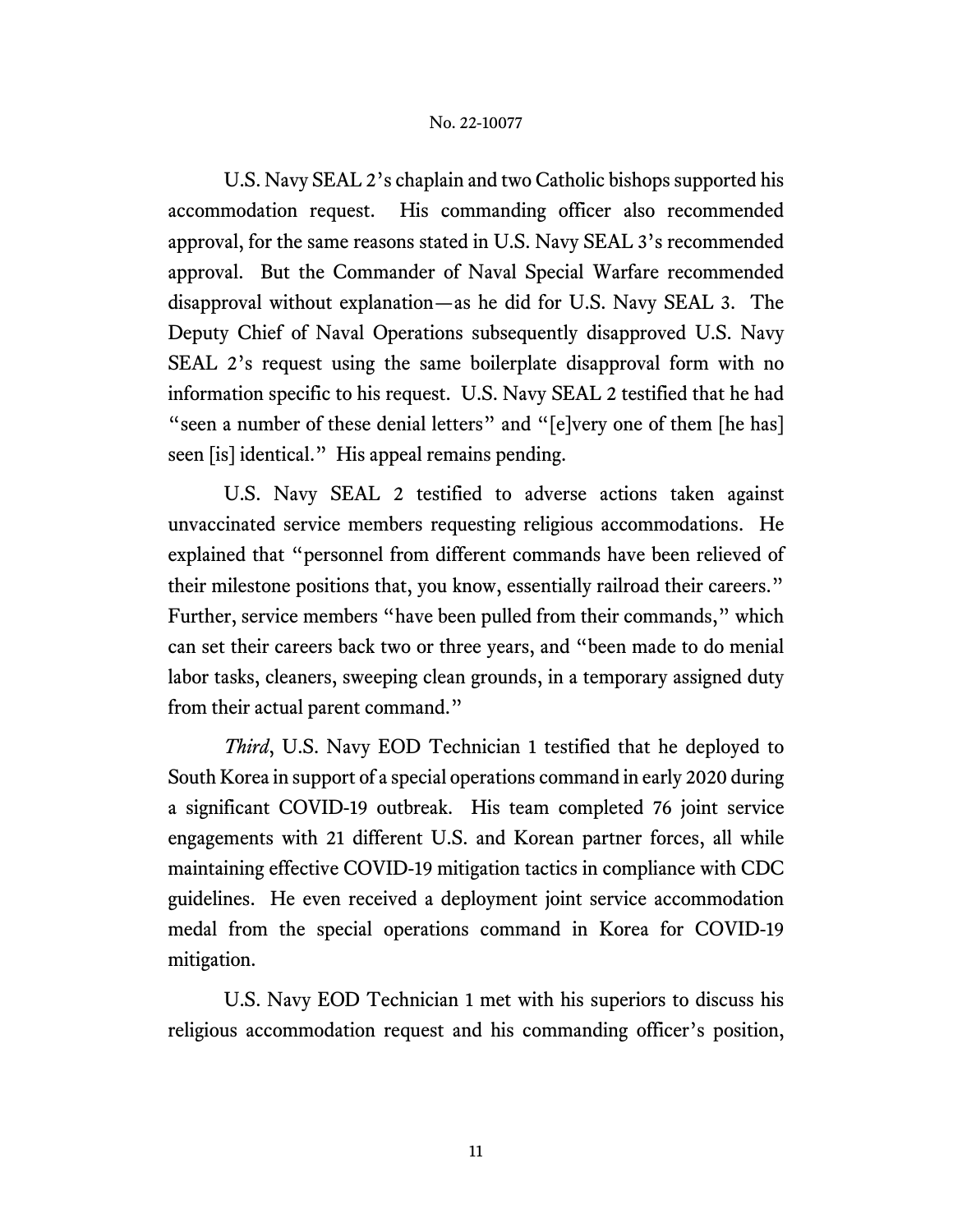U.S. Navy SEAL 2's chaplain and two Catholic bishops supported his accommodation request. His commanding officer also recommended approval, for the same reasons stated in U.S. Navy SEAL 3's recommended approval. But the Commander of Naval Special Warfare recommended disapproval without explanation—as he did for U.S. Navy SEAL 3. The Deputy Chief of Naval Operations subsequently disapproved U.S. Navy SEAL 2's request using the same boilerplate disapproval form with no information specific to his request. U.S. Navy SEAL 2 testified that he had "seen a number of these denial letters" and "[e]very one of them [he has] seen [is] identical." His appeal remains pending.

U.S. Navy SEAL 2 testified to adverse actions taken against unvaccinated service members requesting religious accommodations. He explained that "personnel from different commands have been relieved of their milestone positions that, you know, essentially railroad their careers." Further, service members "have been pulled from their commands," which can set their careers back two or three years, and "been made to do menial labor tasks, cleaners, sweeping clean grounds, in a temporary assigned duty from their actual parent command."

*Third*, U.S. Navy EOD Technician 1 testified that he deployed to South Korea in support of a special operations command in early 2020 during a significant COVID-19 outbreak. His team completed 76 joint service engagements with 21 different U.S. and Korean partner forces, all while maintaining effective COVID-19 mitigation tactics in compliance with CDC guidelines. He even received a deployment joint service accommodation medal from the special operations command in Korea for COVID-19 mitigation.

U.S. Navy EOD Technician 1 met with his superiors to discuss his religious accommodation request and his commanding officer's position,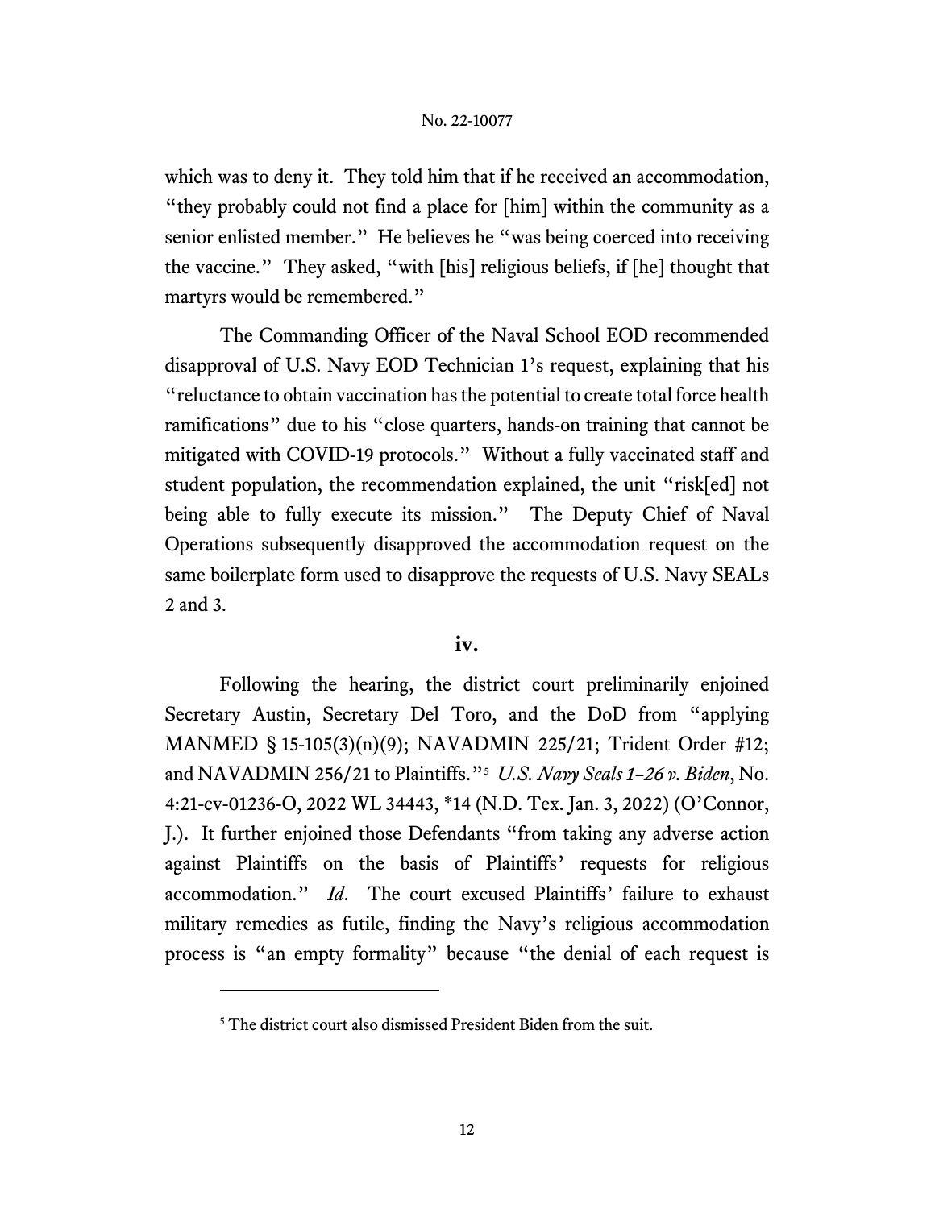which was to deny it. They told him that if he received an accommodation, "they probably could not find a place for [him] within the community as a senior enlisted member." He believes he "was being coerced into receiving the vaccine." They asked, "with [his] religious beliefs, if [he] thought that martyrs would be remembered."

The Commanding Officer of the Naval School EOD recommended disapproval of U.S. Navy EOD Technician 1's request, explaining that his "reluctance to obtain vaccination has the potential to create total force health ramifications" due to his "close quarters, hands-on training that cannot be mitigated with COVID-19 protocols." Without a fully vaccinated staff and student population, the recommendation explained, the unit "risk[ed] not being able to fully execute its mission." The Deputy Chief of Naval Operations subsequently disapproved the accommodation request on the same boilerplate form used to disapprove the requests of U.S. Navy SEALs 2 and 3.

### iv.

Following the hearing, the district court preliminarily enjoined Secretary Austin, Secretary Del Toro, and the DoD from "applying MANMED § 15-105(3)(n)(9); NAVADMIN 225/21; Trident Order #12; and NAVADMIN 256/21 to Plaintiffs."[5] *U.S. Navy Seals 1–26 v. Biden*, No. 4:21-cv-01236-O, 2022 WL 34443, *14 (N.D. Tex. Jan. 3, 2022) (O'Connor, J.). It further enjoined those Defendants "from taking any adverse action against Plaintiffs on the basis of Plaintiffs' requests for religious accommodation." *Id*. The court excused Plaintiffs' failure to exhaust military remedies as futile, finding the Navy's religious accommodation process is "an empty formality" because "the denial of each request is

---

[5] The district court also dismissed President Biden from the suit.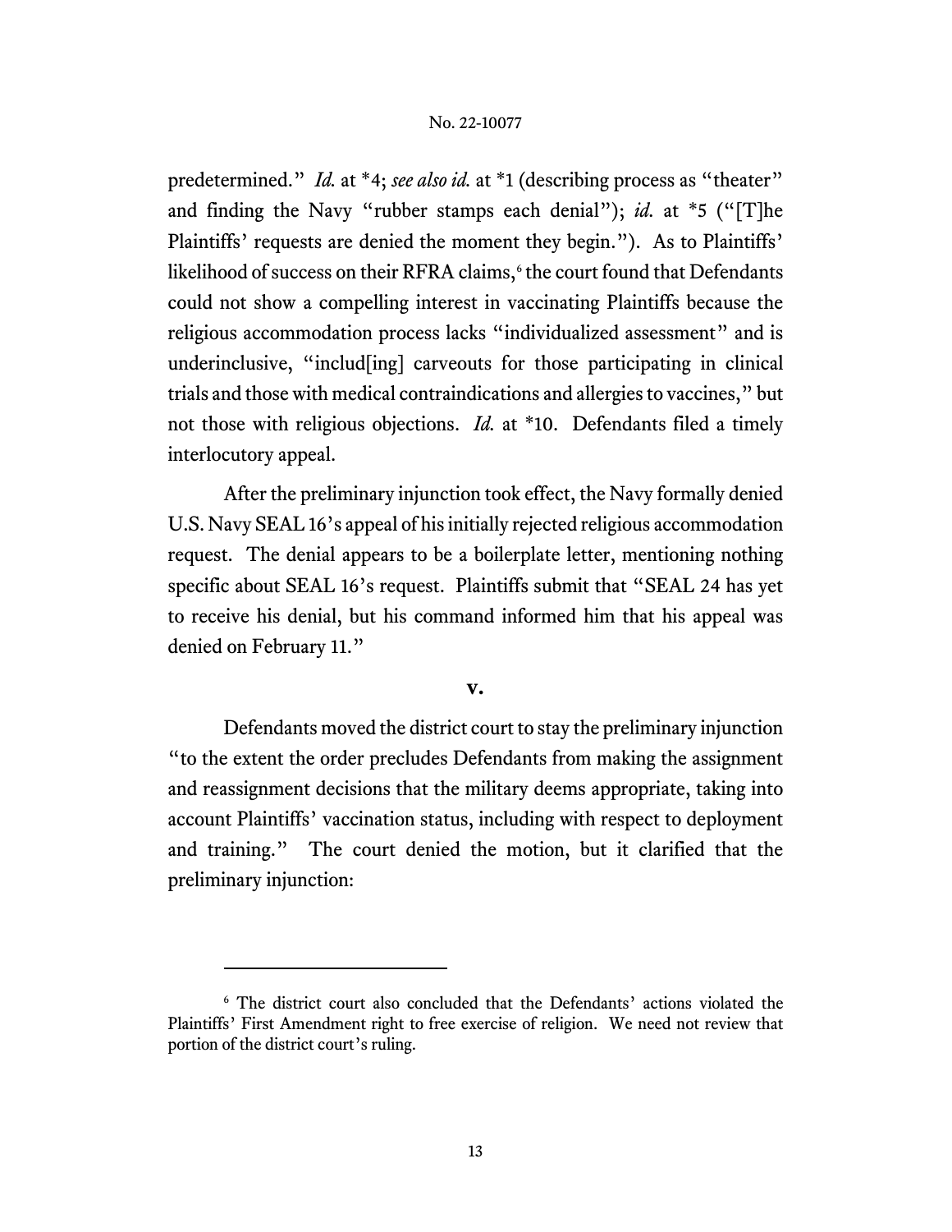predetermined." *Id.* at *4; *see also id.* at *1 (describing process as "theater" and finding the Navy "rubber stamps each denial"); *id.* at *5 ("[T]he Plaintiffs' requests are denied the moment they begin."). As to Plaintiffs' likelihood of success on their RFRA claims,[6] the court found that Defendants could not show a compelling interest in vaccinating Plaintiffs because the religious accommodation process lacks "individualized assessment" and is underinclusive, "includ[ing] carveouts for those participating in clinical trials and those with medical contraindications and allergies to vaccines," but not those with religious objections. *Id.* at *10. Defendants filed a timely interlocutory appeal.

After the preliminary injunction took effect, the Navy formally denied U.S. Navy SEAL 16's appeal of his initially rejected religious accommodation request. The denial appears to be a boilerplate letter, mentioning nothing specific about SEAL 16's request. Plaintiffs submit that "SEAL 24 has yet to receive his denial, but his command informed him that his appeal was denied on February 11."

### V.

Defendants moved the district court to stay the preliminary injunction "to the extent the order precludes Defendants from making the assignment and reassignment decisions that the military deems appropriate, taking into account Plaintiffs' vaccination status, including with respect to deployment and training." The court denied the motion, but it clarified that the preliminary injunction:

---

[6] The district court also concluded that the Defendants' actions violated the Plaintiffs' First Amendment right to free exercise of religion. We need not review that portion of the district court's ruling.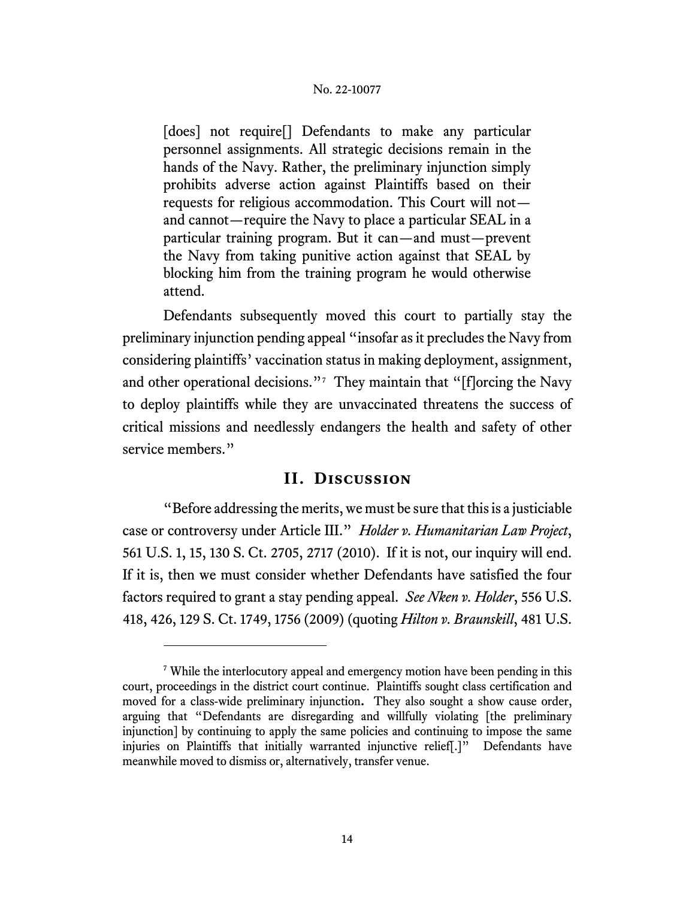> [does] not require[] Defendants to make any particular personnel assignments. All strategic decisions remain in the hands of the Navy. Rather, the preliminary injunction simply prohibits adverse action against Plaintiffs based on their requests for religious accommodation. This Court will not—and cannot—require the Navy to place a particular SEAL in a particular training program. But it can—and must—prevent the Navy from taking punitive action against that SEAL by blocking him from the training program he would otherwise attend.

Defendants subsequently moved this court to partially stay the preliminary injunction pending appeal "insofar as it precludes the Navy from considering plaintiffs' vaccination status in making deployment, assignment, and other operational decisions."[7] They maintain that "[f]orcing the Navy to deploy plaintiffs while they are unvaccinated threatens the success of critical missions and needlessly endangers the health and safety of other service members."

## II. Discussion

"Before addressing the merits, we must be sure that this is a justiciable case or controversy under Article III." *Holder v. Humanitarian Law Project*, 561 U.S. 1, 15, 130 S. Ct. 2705, 2717 (2010). If it is not, our inquiry will end. If it is, then we must consider whether Defendants have satisfied the four factors required to grant a stay pending appeal. *See Nken v. Holder*, 556 U.S. 418, 426, 129 S. Ct. 1749, 1756 (2009) (quoting *Hilton v. Braunskill*, 481 U.S.

---

[7] While the interlocutory appeal and emergency motion have been pending in this court, proceedings in the district court continue. Plaintiffs sought class certification and moved for a class-wide preliminary injunction. They also sought a show cause order, arguing that "Defendants are disregarding and willfully violating [the preliminary injunction] by continuing to apply the same policies and continuing to impose the same injuries on Plaintiffs that initially warranted injunctive relief[.]" Defendants have meanwhile moved to dismiss or, alternatively, transfer venue.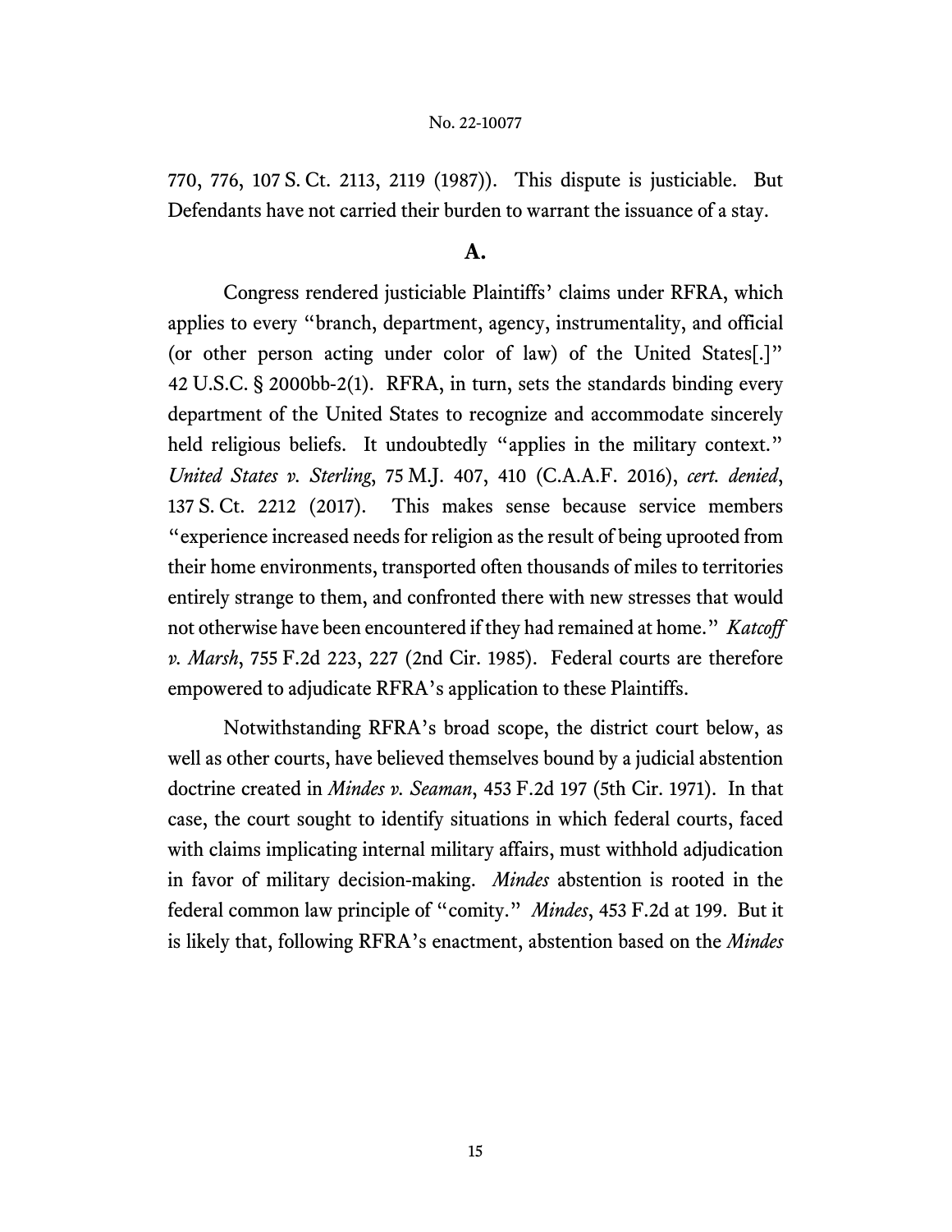770, 776, 107 S. Ct. 2113, 2119 (1987)). This dispute is justiciable. But Defendants have not carried their burden to warrant the issuance of a stay.

## A.

Congress rendered justiciable Plaintiffs' claims under RFRA, which applies to every "branch, department, agency, instrumentality, and official (or other person acting under color of law) of the United States[.]" 42 U.S.C. § 2000bb-2(1). RFRA, in turn, sets the standards binding every department of the United States to recognize and accommodate sincerely held religious beliefs. It undoubtedly "applies in the military context." *United States v. Sterling*, 75 M.J. 407, 410 (C.A.A.F. 2016), *cert. denied*, 137 S. Ct. 2212 (2017). This makes sense because service members "experience increased needs for religion as the result of being uprooted from their home environments, transported often thousands of miles to territories entirely strange to them, and confronted there with new stresses that would not otherwise have been encountered if they had remained at home." *Katcoff v. Marsh*, 755 F.2d 223, 227 (2nd Cir. 1985). Federal courts are therefore empowered to adjudicate RFRA's application to these Plaintiffs.

Notwithstanding RFRA's broad scope, the district court below, as well as other courts, have believed themselves bound by a judicial abstention doctrine created in *Mindes v. Seaman*, 453 F.2d 197 (5th Cir. 1971). In that case, the court sought to identify situations in which federal courts, faced with claims implicating internal military affairs, must withhold adjudication in favor of military decision-making. *Mindes* abstention is rooted in the federal common law principle of "comity." *Mindes*, 453 F.2d at 199. But it is likely that, following RFRA's enactment, abstention based on the *Mindes*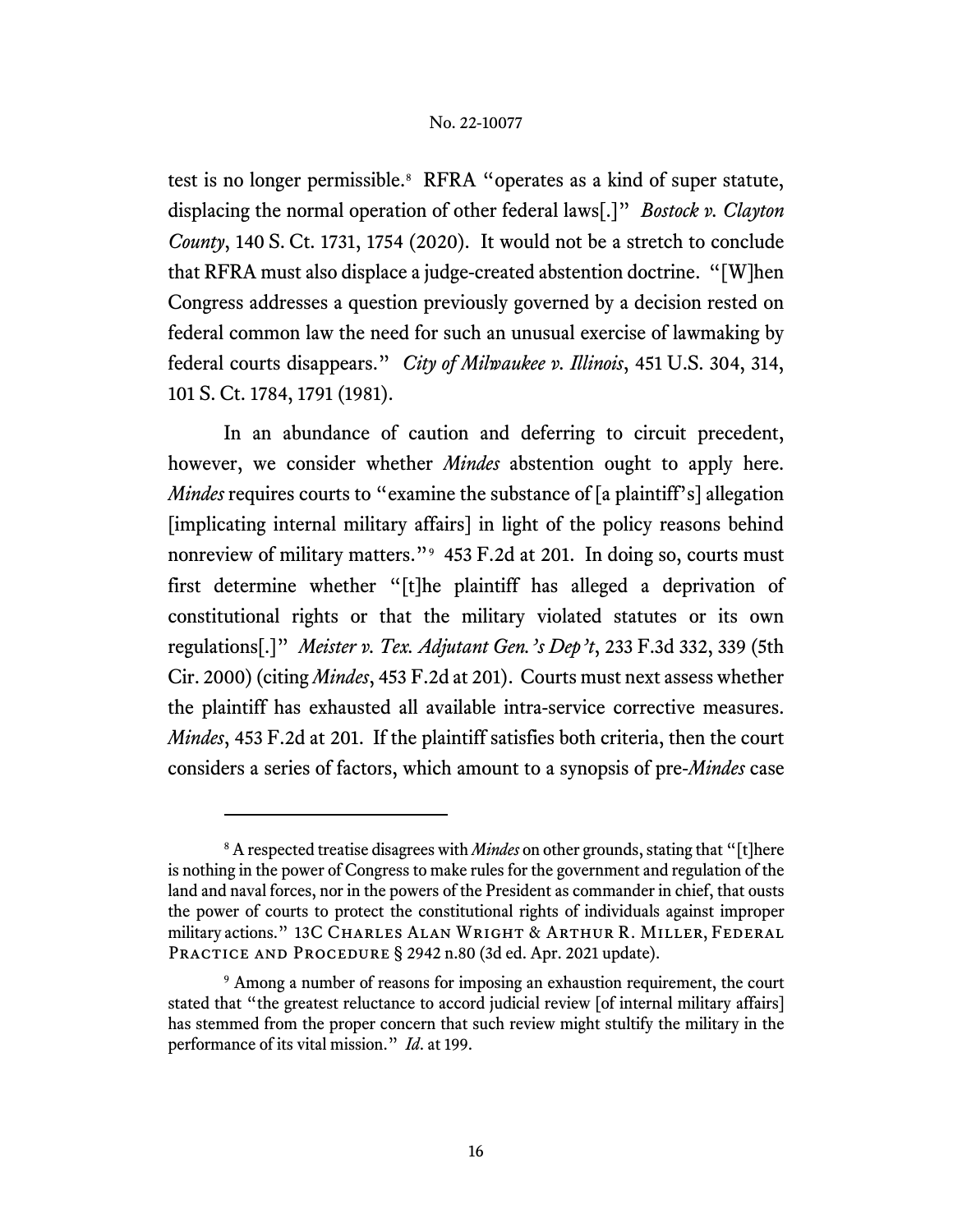test is no longer permissible.[8] RFRA "operates as a kind of super statute, displacing the normal operation of other federal laws[.]" *Bostock v. Clayton County*, 140 S. Ct. 1731, 1754 (2020). It would not be a stretch to conclude that RFRA must also displace a judge-created abstention doctrine. "[W]hen Congress addresses a question previously governed by a decision rested on federal common law the need for such an unusual exercise of lawmaking by federal courts disappears." *City of Milwaukee v. Illinois*, 451 U.S. 304, 314, 101 S. Ct. 1784, 1791 (1981).

In an abundance of caution and deferring to circuit precedent, however, we consider whether *Mindes* abstention ought to apply here. *Mindes* requires courts to "examine the substance of [a plaintiff's] allegation [implicating internal military affairs] in light of the policy reasons behind nonreview of military matters."[9] 453 F.2d at 201. In doing so, courts must first determine whether "[t]he plaintiff has alleged a deprivation of constitutional rights or that the military violated statutes or its own regulations[.]" *Meister v. Tex. Adjutant Gen.'s Dep't*, 233 F.3d 332, 339 (5th Cir. 2000) (citing *Mindes*, 453 F.2d at 201). Courts must next assess whether the plaintiff has exhausted all available intra-service corrective measures. *Mindes*, 453 F.2d at 201. If the plaintiff satisfies both criteria, then the court considers a series of factors, which amount to a synopsis of pre-*Mindes* case

---

[8] A respected treatise disagrees with *Mindes* on other grounds, stating that "[t]here is nothing in the power of Congress to make rules for the government and regulation of the land and naval forces, nor in the powers of the President as commander in chief, that ousts the power of courts to protect the constitutional rights of individuals against improper military actions." 13C Charles Alan Wright & Arthur R. Miller, Federal Practice and Procedure § 2942 n.80 (3d ed. Apr. 2021 update).

[9] Among a number of reasons for imposing an exhaustion requirement, the court stated that "the greatest reluctance to accord judicial review [of internal military affairs] has stemmed from the proper concern that such review might stultify the military in the performance of its vital mission." *Id*. at 199.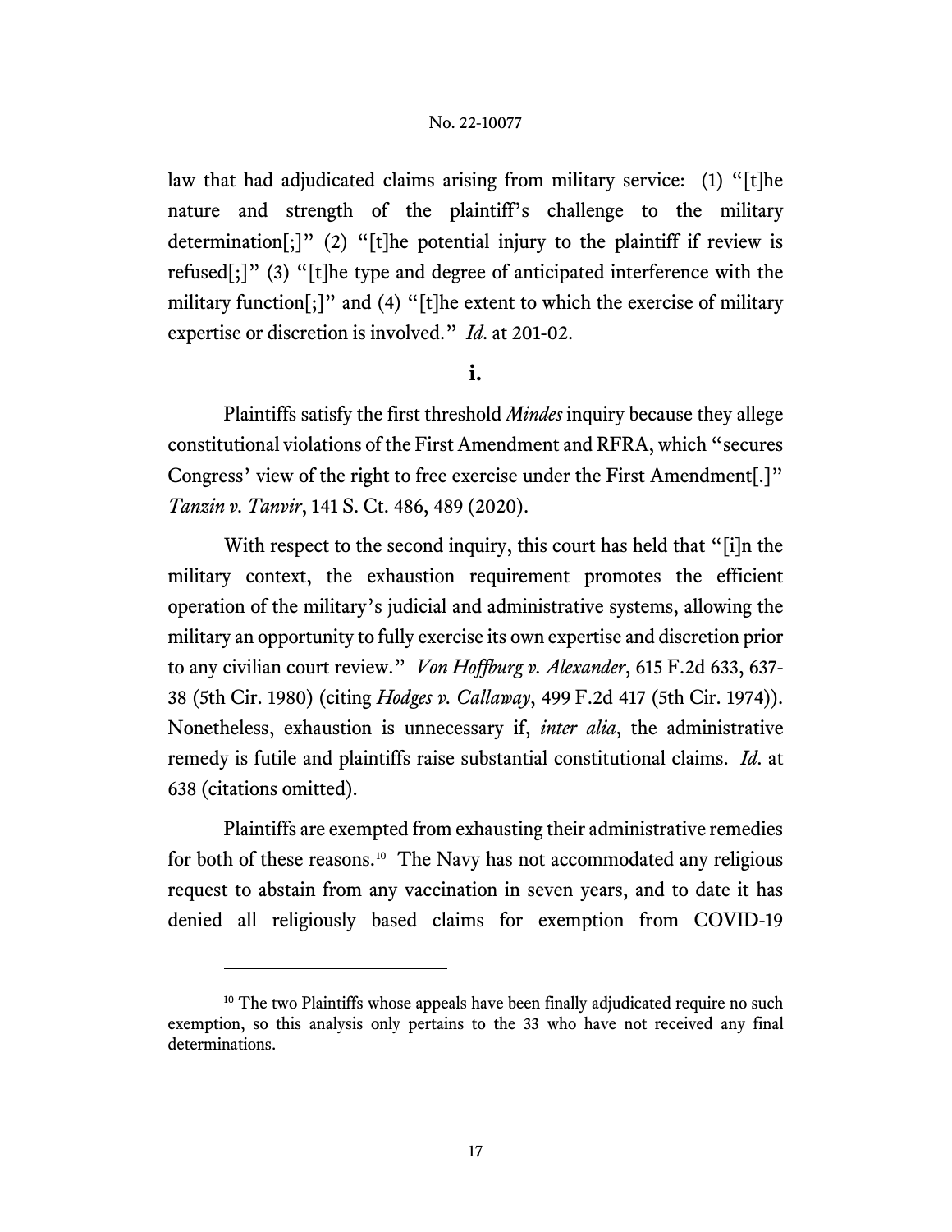law that had adjudicated claims arising from military service: (1) "[t]he nature and strength of the plaintiff's challenge to the military determination[;]" (2) "[t]he potential injury to the plaintiff if review is refused[;]" (3) "[t]he type and degree of anticipated interference with the military function[;]" and (4) "[t]he extent to which the exercise of military expertise or discretion is involved." *Id*. at 201-02.

**i.**

Plaintiffs satisfy the first threshold *Mindes* inquiry because they allege constitutional violations of the First Amendment and RFRA, which "secures Congress' view of the right to free exercise under the First Amendment[.]" *Tanzin v. Tanvir*, 141 S. Ct. 486, 489 (2020).

With respect to the second inquiry, this court has held that "[i]n the military context, the exhaustion requirement promotes the efficient operation of the military's judicial and administrative systems, allowing the military an opportunity to fully exercise its own expertise and discretion prior to any civilian court review." *Von Hoffburg v. Alexander*, 615 F.2d 633, 637-38 (5th Cir. 1980) (citing *Hodges v. Callaway*, 499 F.2d 417 (5th Cir. 1974)). Nonetheless, exhaustion is unnecessary if, *inter alia*, the administrative remedy is futile and plaintiffs raise substantial constitutional claims. *Id*. at 638 (citations omitted).

Plaintiffs are exempted from exhausting their administrative remedies for both of these reasons.[10] The Navy has not accommodated any religious request to abstain from any vaccination in seven years, and to date it has denied all religiously based claims for exemption from COVID-19

[10] The two Plaintiffs whose appeals have been finally adjudicated require no such exemption, so this analysis only pertains to the 33 who have not received any final determinations.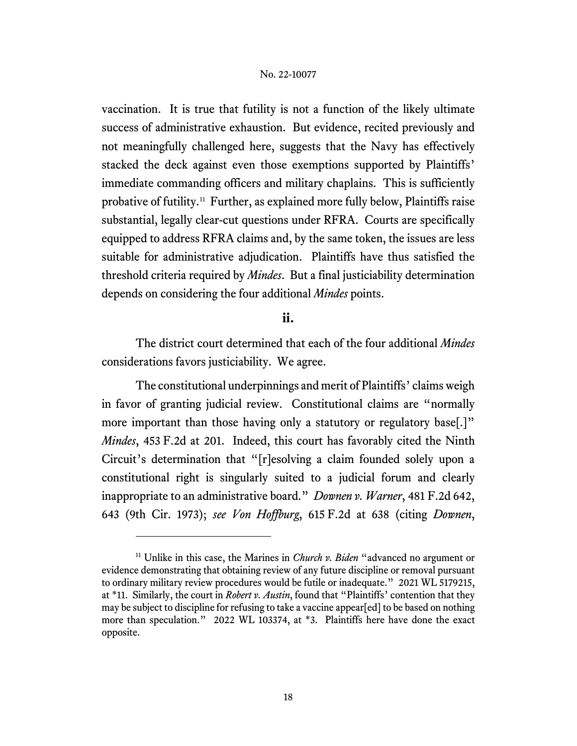vaccination. It is true that futility is not a function of the likely ultimate success of administrative exhaustion. But evidence, recited previously and not meaningfully challenged here, suggests that the Navy has effectively stacked the deck against even those exemptions supported by Plaintiffs' immediate commanding officers and military chaplains. This is sufficiently probative of futility.[11] Further, as explained more fully below, Plaintiffs raise substantial, legally clear-cut questions under RFRA. Courts are specifically equipped to address RFRA claims and, by the same token, the issues are less suitable for administrative adjudication. Plaintiffs have thus satisfied the threshold criteria required by *Mindes*. But a final justiciability determination depends on considering the four additional *Mindes* points.

### ii.

The district court determined that each of the four additional *Mindes* considerations favors justiciability. We agree.

The constitutional underpinnings and merit of Plaintiffs' claims weigh in favor of granting judicial review. Constitutional claims are "normally more important than those having only a statutory or regulatory base[.]" *Mindes*, 453 F.2d at 201. Indeed, this court has favorably cited the Ninth Circuit's determination that "[r]esolving a claim founded solely upon a constitutional right is singularly suited to a judicial forum and clearly inappropriate to an administrative board." *Downen v. Warner*, 481 F.2d 642, 643 (9th Cir. 1973); *see Von Hoffburg*, 615 F.2d at 638 (citing *Downen*,

---

[11] Unlike in this case, the Marines in *Church v. Biden* "advanced no argument or evidence demonstrating that obtaining review of any future discipline or removal pursuant to ordinary military review procedures would be futile or inadequate." 2021 WL 5179215, at *11. Similarly, the court in *Robert v. Austin*, found that "Plaintiffs' contention that they may be subject to discipline for refusing to take a vaccine appear[ed] to be based on nothing more than speculation." 2022 WL 103374, at *3. Plaintiffs here have done the exact opposite.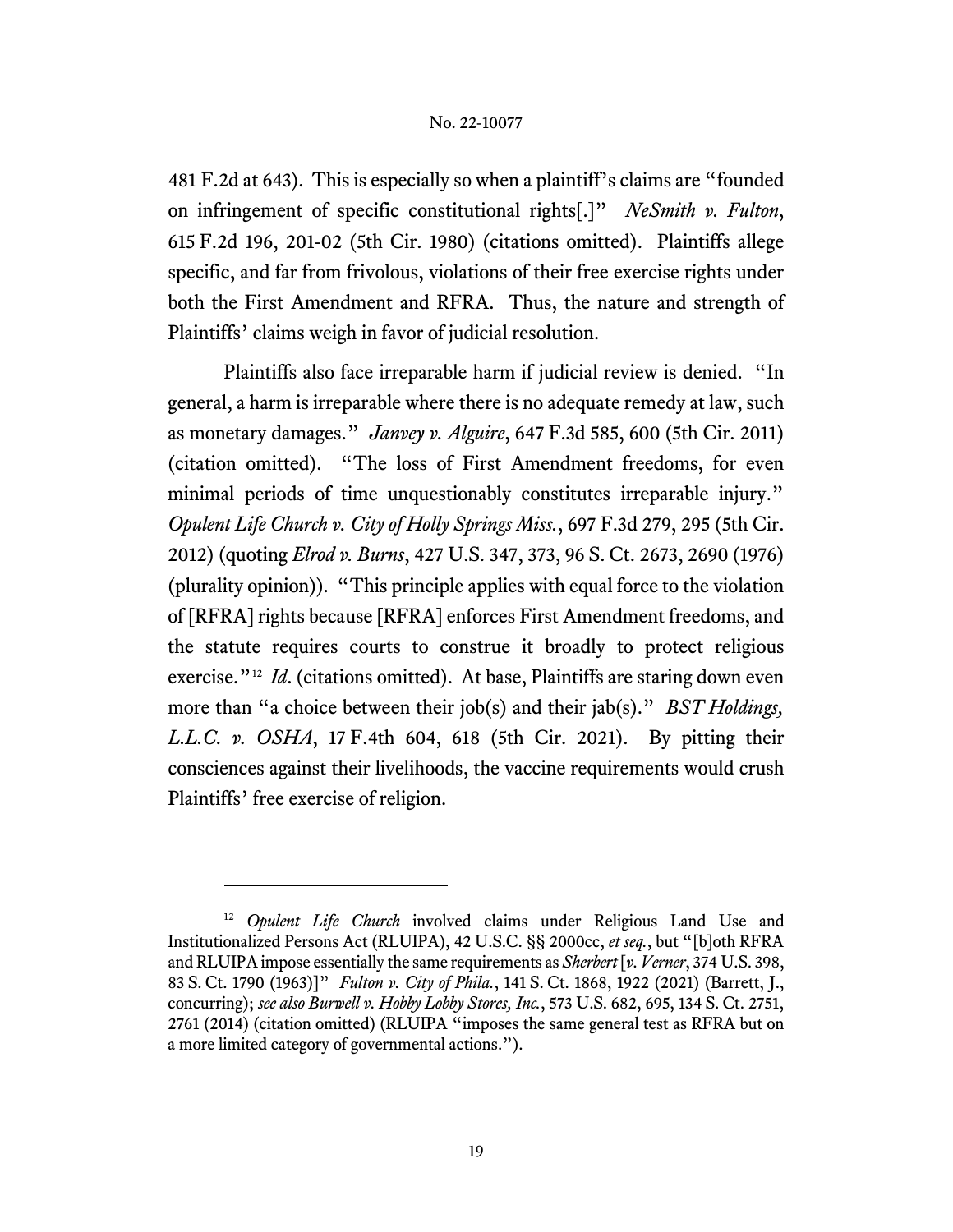481 F.2d at 643). This is especially so when a plaintiff's claims are "founded on infringement of specific constitutional rights[.]" *NeSmith v. Fulton*, 615 F.2d 196, 201-02 (5th Cir. 1980) (citations omitted). Plaintiffs allege specific, and far from frivolous, violations of their free exercise rights under both the First Amendment and RFRA. Thus, the nature and strength of Plaintiffs' claims weigh in favor of judicial resolution.

Plaintiffs also face irreparable harm if judicial review is denied. "In general, a harm is irreparable where there is no adequate remedy at law, such as monetary damages." *Janvey v. Alguire*, 647 F.3d 585, 600 (5th Cir. 2011) (citation omitted). "The loss of First Amendment freedoms, for even minimal periods of time unquestionably constitutes irreparable injury." *Opulent Life Church v. City of Holly Springs Miss.*, 697 F.3d 279, 295 (5th Cir. 2012) (quoting *Elrod v. Burns*, 427 U.S. 347, 373, 96 S. Ct. 2673, 2690 (1976) (plurality opinion)). "This principle applies with equal force to the violation of [RFRA] rights because [RFRA] enforces First Amendment freedoms, and the statute requires courts to construe it broadly to protect religious exercise."[12] *Id*. (citations omitted). At base, Plaintiffs are staring down even more than "a choice between their job(s) and their jab(s)." *BST Holdings, L.L.C. v. OSHA*, 17 F.4th 604, 618 (5th Cir. 2021). By pitting their consciences against their livelihoods, the vaccine requirements would crush Plaintiffs' free exercise of religion.

---

[12] *Opulent Life Church* involved claims under Religious Land Use and Institutionalized Persons Act (RLUIPA), 42 U.S.C. §§ 2000cc, *et seq.*, but "[b]oth RFRA and RLUIPA impose essentially the same requirements as *Sherbert* [*v. Verner*, 374 U.S. 398, 83 S. Ct. 1790 (1963)]" *Fulton v. City of Phila.*, 141 S. Ct. 1868, 1922 (2021) (Barrett, J., concurring); *see also Burwell v. Hobby Lobby Stores, Inc.*, 573 U.S. 682, 695, 134 S. Ct. 2751, 2761 (2014) (citation omitted) (RLUIPA "imposes the same general test as RFRA but on a more limited category of governmental actions.").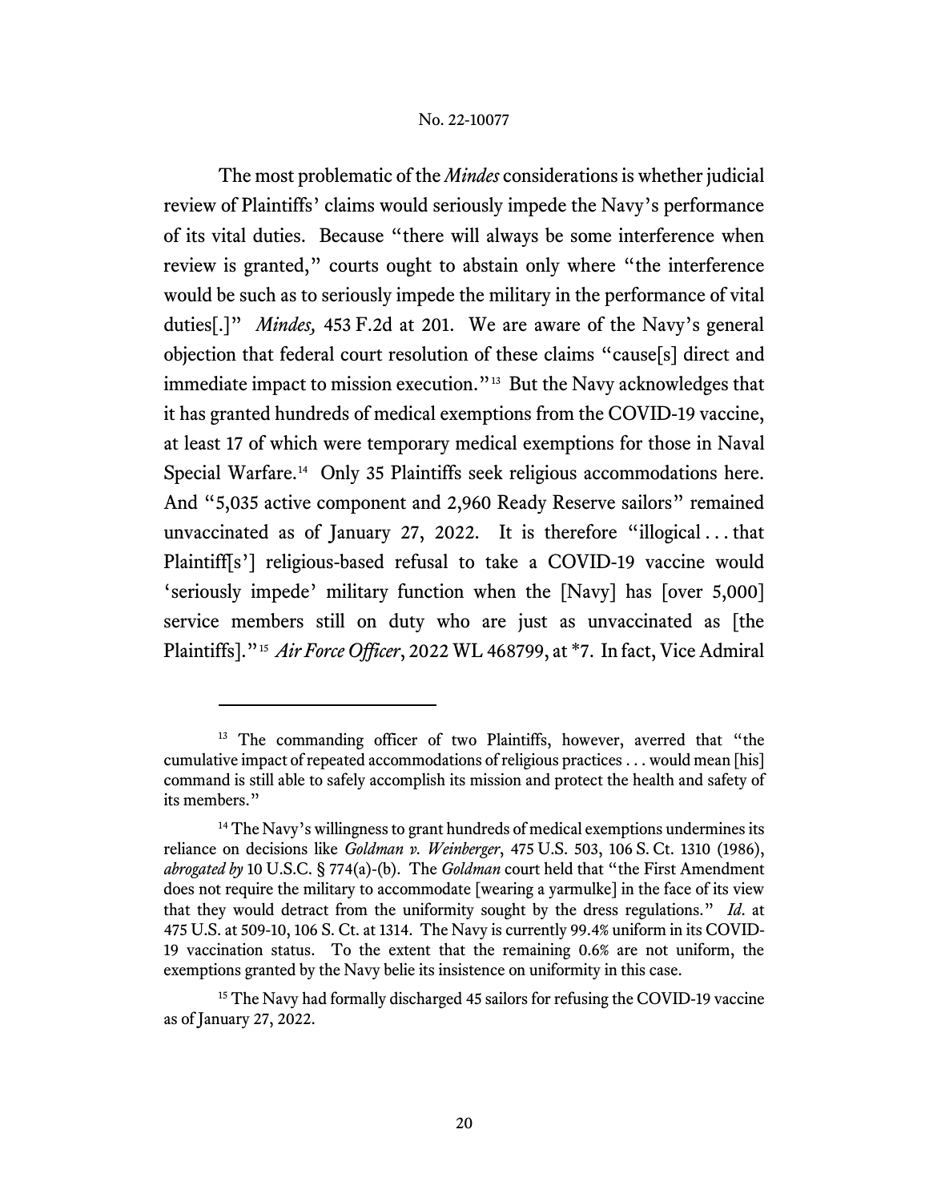The most problematic of the *Mindes* considerations is whether judicial review of Plaintiffs' claims would seriously impede the Navy's performance of its vital duties. Because "there will always be some interference when review is granted," courts ought to abstain only where "the interference would be such as to seriously impede the military in the performance of vital duties[.]" *Mindes,* 453 F.2d at 201. We are aware of the Navy's general objection that federal court resolution of these claims "cause[s] direct and immediate impact to mission execution."[13] But the Navy acknowledges that it has granted hundreds of medical exemptions from the COVID-19 vaccine, at least 17 of which were temporary medical exemptions for those in Naval Special Warfare.[14] Only 35 Plaintiffs seek religious accommodations here. And "5,035 active component and 2,960 Ready Reserve sailors" remained unvaccinated as of January 27, 2022. It is therefore "illogical . . . that Plaintiff[s'] religious-based refusal to take a COVID-19 vaccine would 'seriously impede' military function when the [Navy] has [over 5,000] service members still on duty who are just as unvaccinated as [the Plaintiffs]."[15] *Air Force Officer*, 2022 WL 468799, at *7. In fact, Vice Admiral

---

[13] The commanding officer of two Plaintiffs, however, averred that "the cumulative impact of repeated accommodations of religious practices . . . would mean [his] command is still able to safely accomplish its mission and protect the health and safety of its members."

[14] The Navy's willingness to grant hundreds of medical exemptions undermines its reliance on decisions like *Goldman v. Weinberger*, 475 U.S. 503, 106 S. Ct. 1310 (1986), *abrogated by* 10 U.S.C. § 774(a)-(b). The *Goldman* court held that "the First Amendment does not require the military to accommodate [wearing a yarmulke] in the face of its view that they would detract from the uniformity sought by the dress regulations." *Id*. at 475 U.S. at 509-10, 106 S. Ct. at 1314. The Navy is currently 99.4% uniform in its COVID-19 vaccination status. To the extent that the remaining 0.6% are not uniform, the exemptions granted by the Navy belie its insistence on uniformity in this case.

[15] The Navy had formally discharged 45 sailors for refusing the COVID-19 vaccine as of January 27, 2022.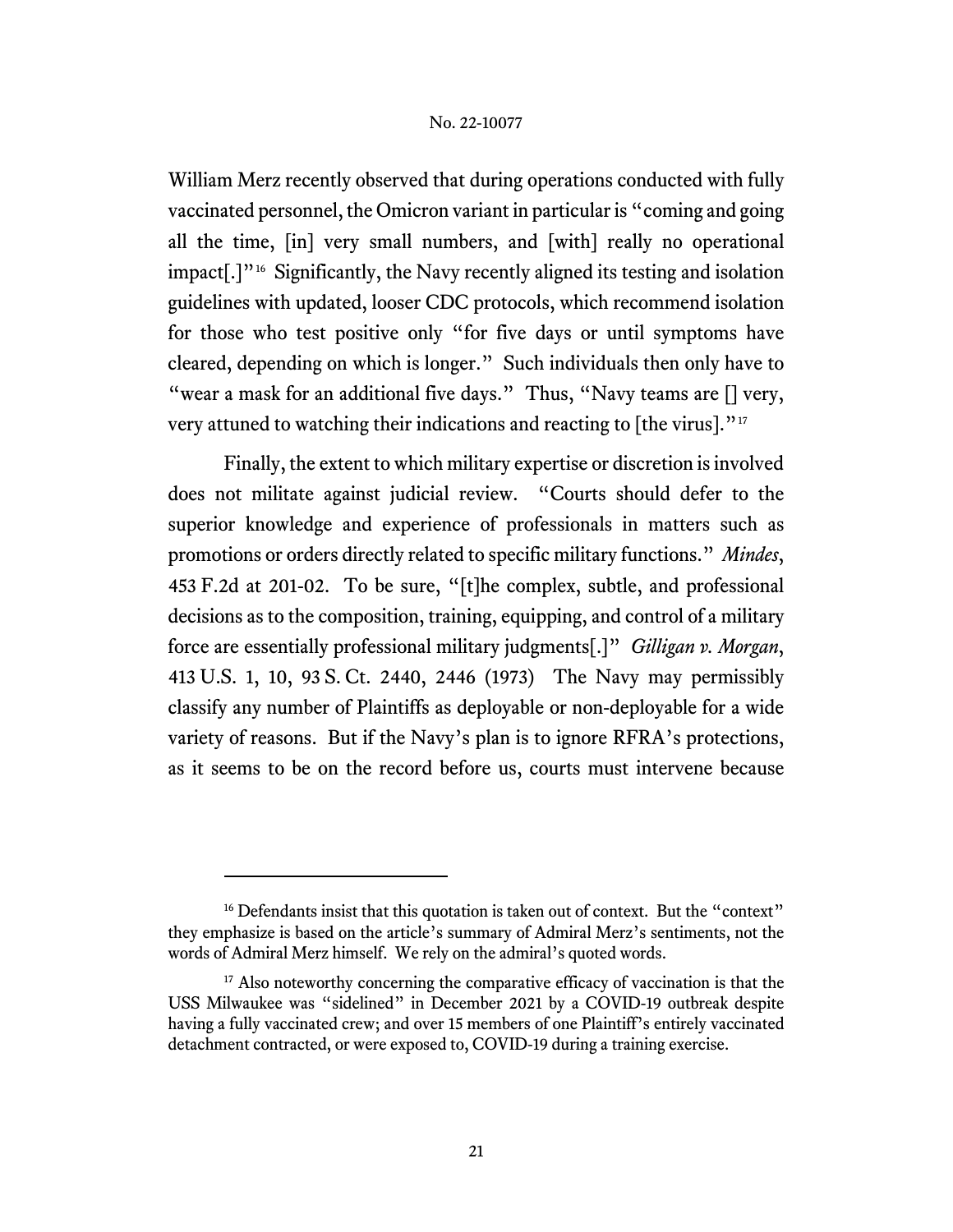William Merz recently observed that during operations conducted with fully vaccinated personnel, the Omicron variant in particular is "coming and going all the time, [in] very small numbers, and [with] really no operational impact[.]"[16] Significantly, the Navy recently aligned its testing and isolation guidelines with updated, looser CDC protocols, which recommend isolation for those who test positive only "for five days or until symptoms have cleared, depending on which is longer." Such individuals then only have to "wear a mask for an additional five days." Thus, "Navy teams are [] very, very attuned to watching their indications and reacting to [the virus]."[17]

Finally, the extent to which military expertise or discretion is involved does not militate against judicial review. "Courts should defer to the superior knowledge and experience of professionals in matters such as promotions or orders directly related to specific military functions." *Mindes*, 453 F.2d at 201-02. To be sure, "[t]he complex, subtle, and professional decisions as to the composition, training, equipping, and control of a military force are essentially professional military judgments[.]" *Gilligan v. Morgan*, 413 U.S. 1, 10, 93 S. Ct. 2440, 2446 (1973) The Navy may permissibly classify any number of Plaintiffs as deployable or non-deployable for a wide variety of reasons. But if the Navy's plan is to ignore RFRA's protections, as it seems to be on the record before us, courts must intervene because

---

[16] Defendants insist that this quotation is taken out of context. But the "context" they emphasize is based on the article's summary of Admiral Merz's sentiments, not the words of Admiral Merz himself. We rely on the admiral's quoted words.

[17] Also noteworthy concerning the comparative efficacy of vaccination is that the USS Milwaukee was "sidelined" in December 2021 by a COVID-19 outbreak despite having a fully vaccinated crew; and over 15 members of one Plaintiff's entirely vaccinated detachment contracted, or were exposed to, COVID-19 during a training exercise.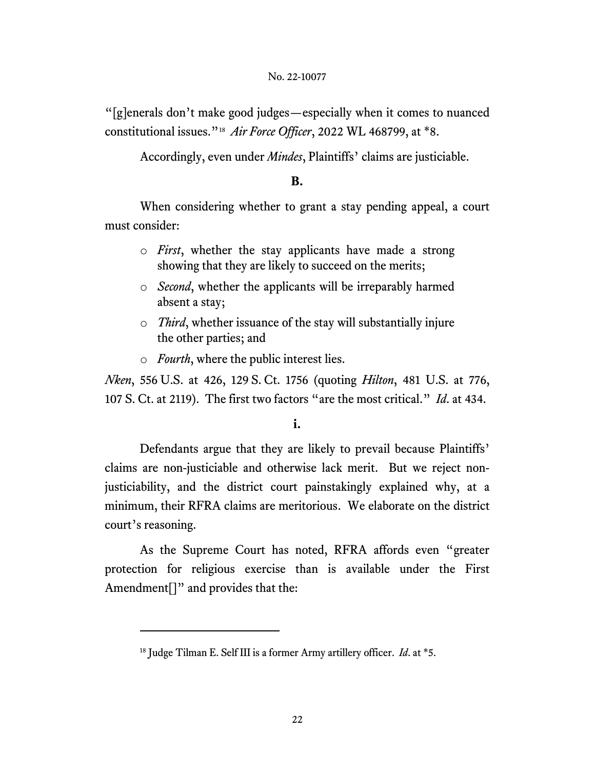"[g]enerals don't make good judges—especially when it comes to nuanced constitutional issues."[18] *Air Force Officer*, 2022 WL 468799, at *8.

Accordingly, even under *Mindes*, Plaintiffs' claims are justiciable.

**B.**

When considering whether to grant a stay pending appeal, a court must consider:

- *First*, whether the stay applicants have made a strong showing that they are likely to succeed on the merits;
- *Second*, whether the applicants will be irreparably harmed absent a stay;
- *Third*, whether issuance of the stay will substantially injure the other parties; and
- *Fourth*, where the public interest lies.

*Nken*, 556 U.S. at 426, 129 S. Ct. 1756 (quoting *Hilton*, 481 U.S. at 776, 107 S. Ct. at 2119). The first two factors "are the most critical." *Id*. at 434.

**i.**

Defendants argue that they are likely to prevail because Plaintiffs' claims are non-justiciable and otherwise lack merit. But we reject non-justiciability, and the district court painstakingly explained why, at a minimum, their RFRA claims are meritorious. We elaborate on the district court's reasoning.

As the Supreme Court has noted, RFRA affords even "greater protection for religious exercise than is available under the First Amendment[]" and provides that the:

---

[18] Judge Tilman E. Self III is a former Army artillery officer. *Id*. at *5.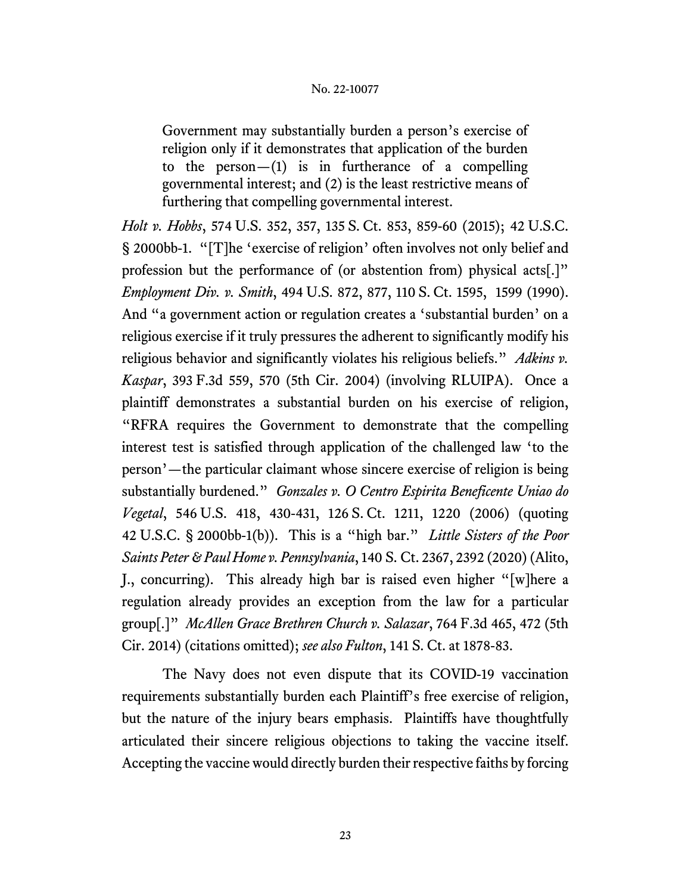> Government may substantially burden a person's exercise of religion only if it demonstrates that application of the burden to the person—(1) is in furtherance of a compelling governmental interest; and (2) is the least restrictive means of furthering that compelling governmental interest.

*Holt v. Hobbs*, 574 U.S. 352, 357, 135 S. Ct. 853, 859-60 (2015); 42 U.S.C. § 2000bb-1. "[T]he 'exercise of religion' often involves not only belief and profession but the performance of (or abstention from) physical acts[.]" *Employment Div. v. Smith*, 494 U.S. 872, 877, 110 S. Ct. 1595, 1599 (1990). And "a government action or regulation creates a 'substantial burden' on a religious exercise if it truly pressures the adherent to significantly modify his religious behavior and significantly violates his religious beliefs." *Adkins v. Kaspar*, 393 F.3d 559, 570 (5th Cir. 2004) (involving RLUIPA). Once a plaintiff demonstrates a substantial burden on his exercise of religion, "RFRA requires the Government to demonstrate that the compelling interest test is satisfied through application of the challenged law 'to the person'—the particular claimant whose sincere exercise of religion is being substantially burdened." *Gonzales v. O Centro Espirita Beneficente Uniao do Vegetal*, 546 U.S. 418, 430-431, 126 S. Ct. 1211, 1220 (2006) (quoting 42 U.S.C. § 2000bb-1(b)). This is a "high bar." *Little Sisters of the Poor Saints Peter & Paul Home v. Pennsylvania*, 140 S. Ct. 2367, 2392 (2020) (Alito, J., concurring). This already high bar is raised even higher "[w]here a regulation already provides an exception from the law for a particular group[.]" *McAllen Grace Brethren Church v. Salazar*, 764 F.3d 465, 472 (5th Cir. 2014) (citations omitted); *see also Fulton*, 141 S. Ct. at 1878-83.

The Navy does not even dispute that its COVID-19 vaccination requirements substantially burden each Plaintiff's free exercise of religion, but the nature of the injury bears emphasis. Plaintiffs have thoughtfully articulated their sincere religious objections to taking the vaccine itself. Accepting the vaccine would directly burden their respective faiths by forcing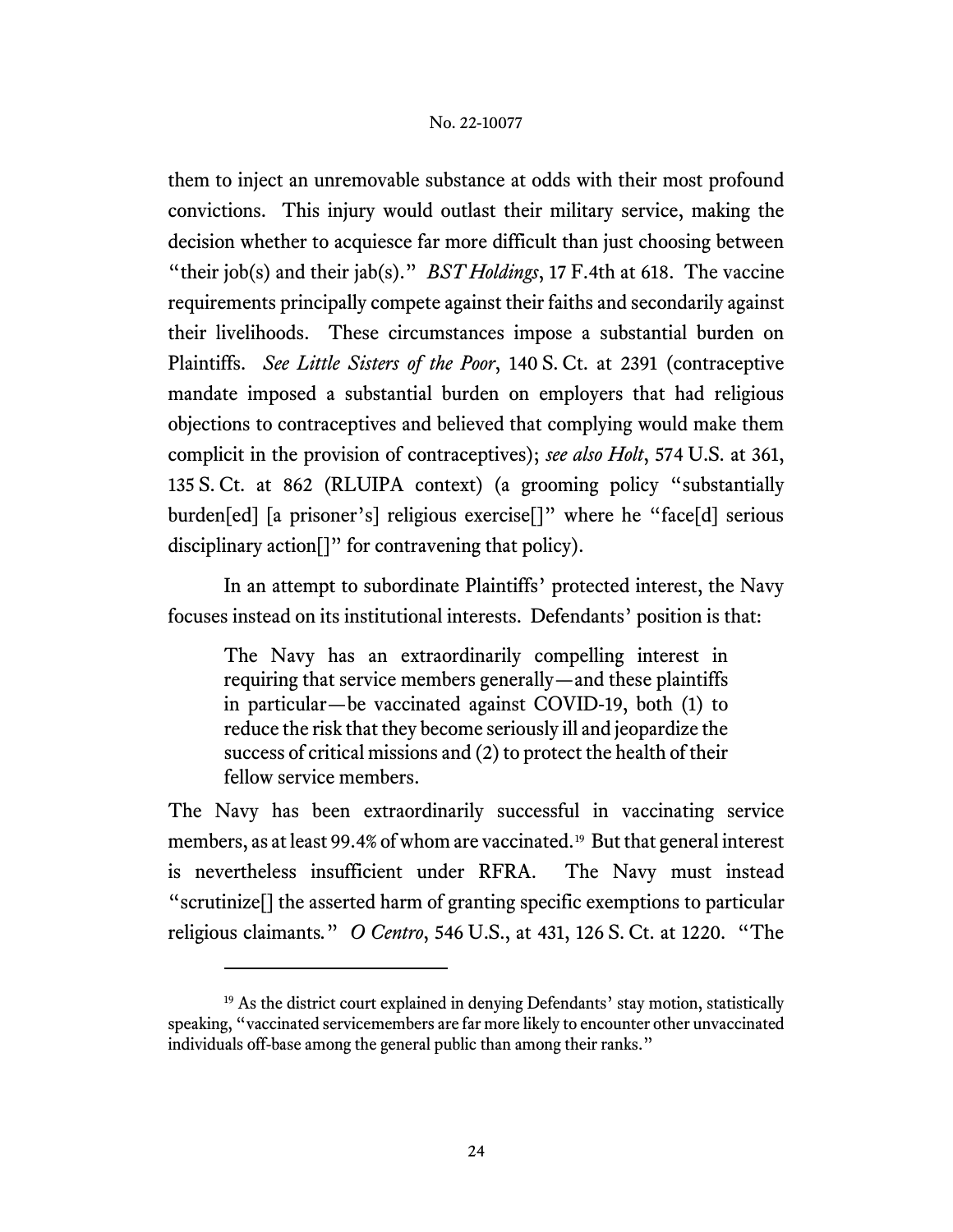them to inject an unremovable substance at odds with their most profound convictions. This injury would outlast their military service, making the decision whether to acquiesce far more difficult than just choosing between "their job(s) and their jab(s)." *BST Holdings*, 17 F.4th at 618. The vaccine requirements principally compete against their faiths and secondarily against their livelihoods. These circumstances impose a substantial burden on Plaintiffs. *See Little Sisters of the Poor*, 140 S. Ct. at 2391 (contraceptive mandate imposed a substantial burden on employers that had religious objections to contraceptives and believed that complying would make them complicit in the provision of contraceptives); *see also Holt*, 574 U.S. at 361, 135 S. Ct. at 862 (RLUIPA context) (a grooming policy "substantially burden[ed] [a prisoner's] religious exercise[]" where he "face[d] serious disciplinary action[]" for contravening that policy).

In an attempt to subordinate Plaintiffs' protected interest, the Navy focuses instead on its institutional interests. Defendants' position is that:

> The Navy has an extraordinarily compelling interest in requiring that service members generally—and these plaintiffs in particular—be vaccinated against COVID-19, both (1) to reduce the risk that they become seriously ill and jeopardize the success of critical missions and (2) to protect the health of their fellow service members.

The Navy has been extraordinarily successful in vaccinating service members, as at least 99.4% of whom are vaccinated.[19] But that general interest is nevertheless insufficient under RFRA. The Navy must instead "scrutinize[] the asserted harm of granting specific exemptions to particular religious claimants." *O Centro*, 546 U.S., at 431, 126 S. Ct. at 1220. "The

---

[19] As the district court explained in denying Defendants' stay motion, statistically speaking, "vaccinated servicemembers are far more likely to encounter other unvaccinated individuals off-base among the general public than among their ranks."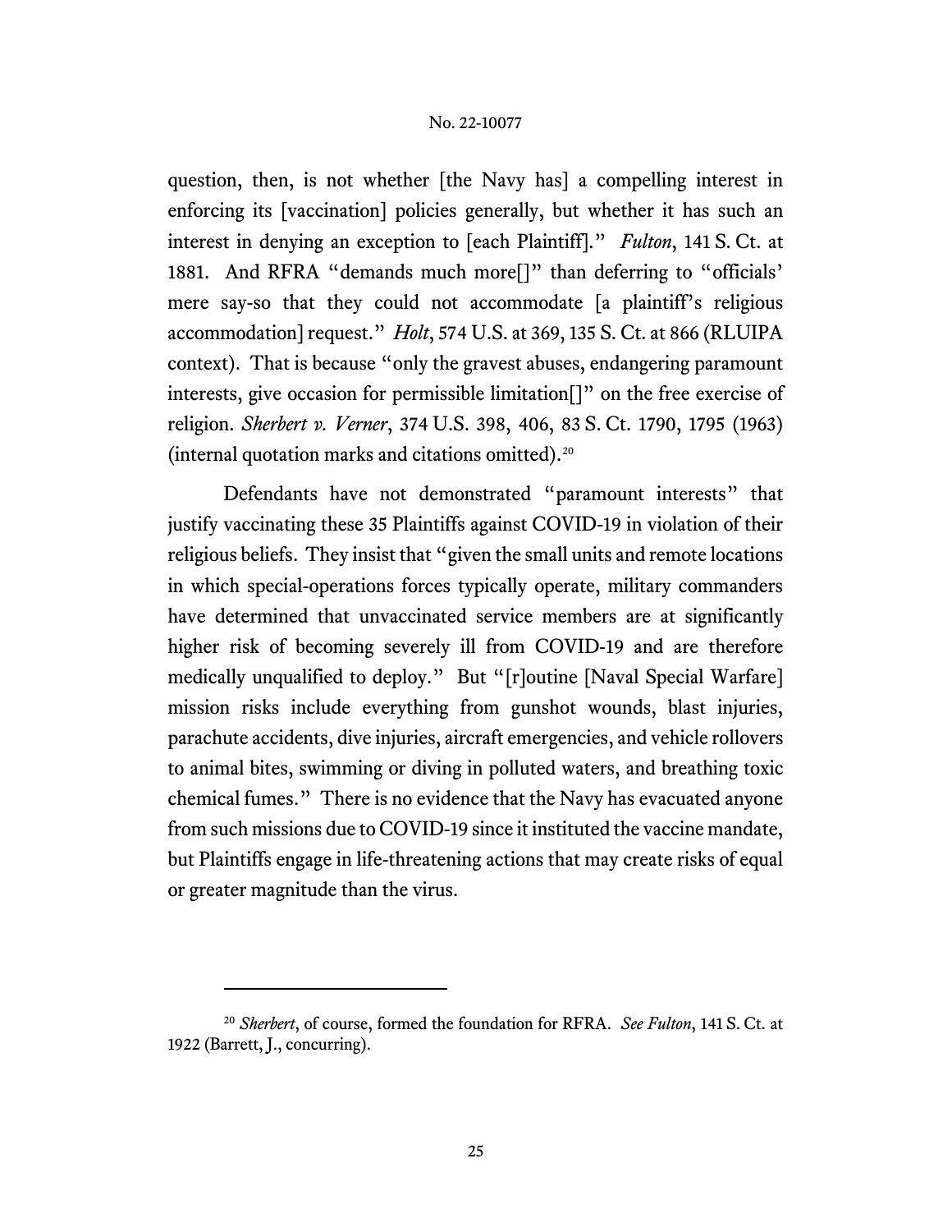question, then, is not whether [the Navy has] a compelling interest in enforcing its [vaccination] policies generally, but whether it has such an interest in denying an exception to [each Plaintiff]." *Fulton*, 141 S. Ct. at 1881. And RFRA "demands much more[]" than deferring to "officials' mere say-so that they could not accommodate [a plaintiff's religious accommodation] request." *Holt*, 574 U.S. at 369, 135 S. Ct. at 866 (RLUIPA context). That is because "only the gravest abuses, endangering paramount interests, give occasion for permissible limitation[]" on the free exercise of religion. *Sherbert v. Verner*, 374 U.S. 398, 406, 83 S. Ct. 1790, 1795 (1963) (internal quotation marks and citations omitted).[20]

Defendants have not demonstrated "paramount interests" that justify vaccinating these 35 Plaintiffs against COVID-19 in violation of their religious beliefs. They insist that "given the small units and remote locations in which special-operations forces typically operate, military commanders have determined that unvaccinated service members are at significantly higher risk of becoming severely ill from COVID-19 and are therefore medically unqualified to deploy." But "[r]outine [Naval Special Warfare] mission risks include everything from gunshot wounds, blast injuries, parachute accidents, dive injuries, aircraft emergencies, and vehicle rollovers to animal bites, swimming or diving in polluted waters, and breathing toxic chemical fumes." There is no evidence that the Navy has evacuated anyone from such missions due to COVID-19 since it instituted the vaccine mandate, but Plaintiffs engage in life-threatening actions that may create risks of equal or greater magnitude than the virus.

---

[20] *Sherbert*, of course, formed the foundation for RFRA. *See Fulton*, 141 S. Ct. at 1922 (Barrett, J., concurring).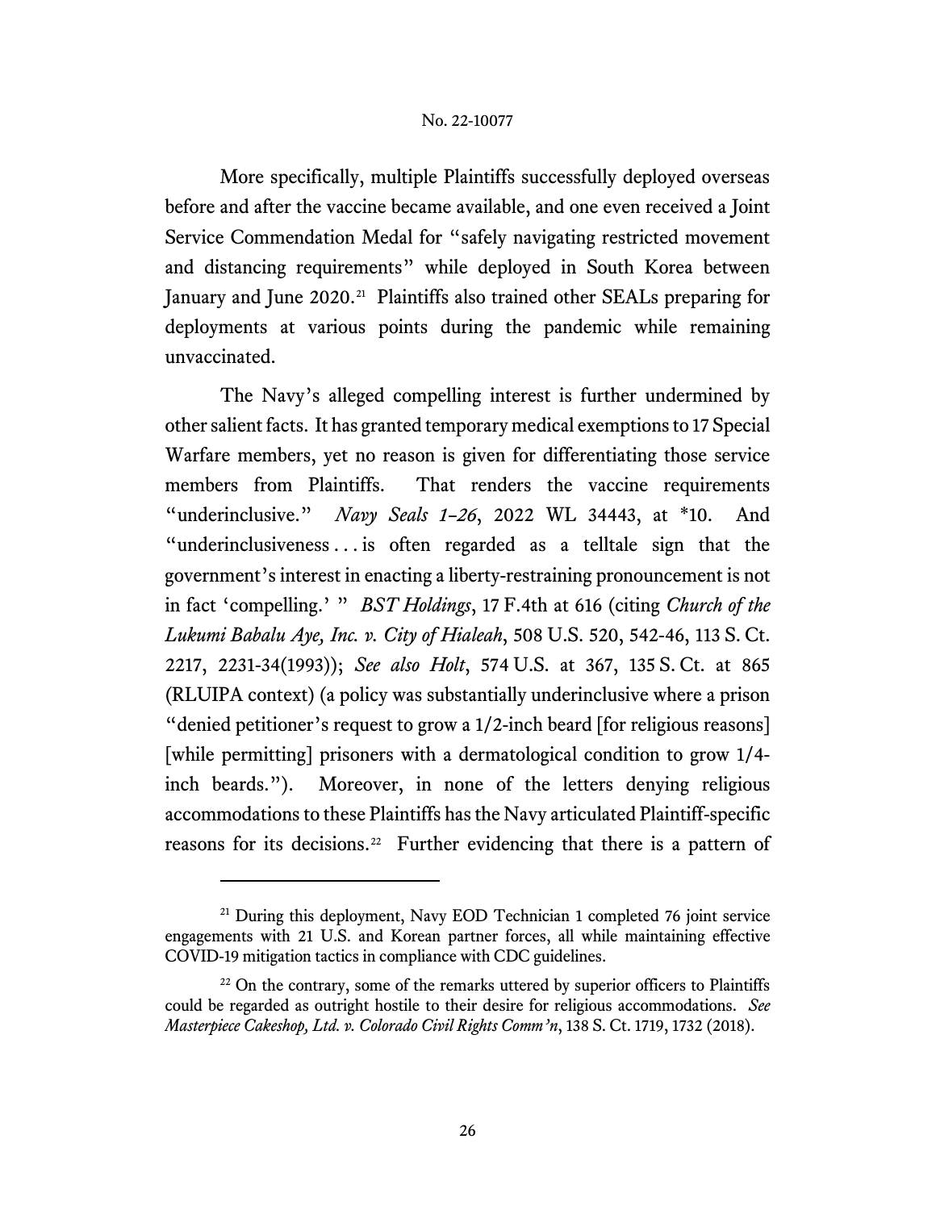More specifically, multiple Plaintiffs successfully deployed overseas before and after the vaccine became available, and one even received a Joint Service Commendation Medal for "safely navigating restricted movement and distancing requirements" while deployed in South Korea between January and June 2020.[21] Plaintiffs also trained other SEALs preparing for deployments at various points during the pandemic while remaining unvaccinated.

The Navy's alleged compelling interest is further undermined by other salient facts. It has granted temporary medical exemptions to 17 Special Warfare members, yet no reason is given for differentiating those service members from Plaintiffs. That renders the vaccine requirements "underinclusive." *Navy Seals 1–26*, 2022 WL 34443, at *10. And "underinclusiveness . . . is often regarded as a telltale sign that the government's interest in enacting a liberty-restraining pronouncement is not in fact 'compelling.' " *BST Holdings*, 17 F.4th at 616 (citing *Church of the Lukumi Babalu Aye, Inc. v. City of Hialeah*, 508 U.S. 520, 542-46, 113 S. Ct. 2217, 2231-34(1993)); *See also Holt*, 574 U.S. at 367, 135 S. Ct. at 865 (RLUIPA context) (a policy was substantially underinclusive where a prison "denied petitioner's request to grow a 1/2-inch beard [for religious reasons] [while permitting] prisoners with a dermatological condition to grow 1/4-inch beards."). Moreover, in none of the letters denying religious accommodations to these Plaintiffs has the Navy articulated Plaintiff-specific reasons for its decisions.[22] Further evidencing that there is a pattern of

---

[21] During this deployment, Navy EOD Technician 1 completed 76 joint service engagements with 21 U.S. and Korean partner forces, all while maintaining effective COVID-19 mitigation tactics in compliance with CDC guidelines.

[22] On the contrary, some of the remarks uttered by superior officers to Plaintiffs could be regarded as outright hostile to their desire for religious accommodations. *See Masterpiece Cakeshop, Ltd. v. Colorado Civil Rights Comm'n*, 138 S. Ct. 1719, 1732 (2018).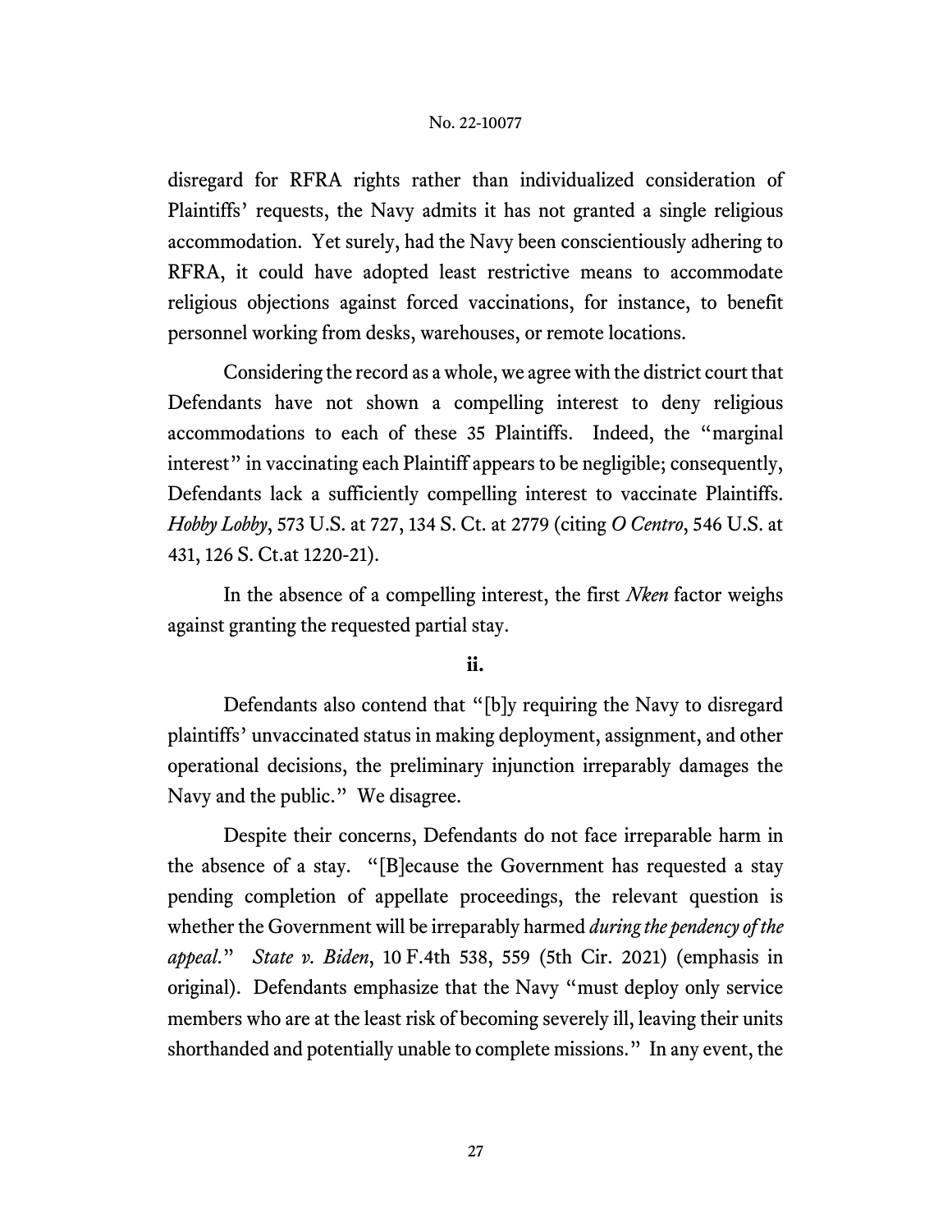disregard for RFRA rights rather than individualized consideration of Plaintiffs' requests, the Navy admits it has not granted a single religious accommodation. Yet surely, had the Navy been conscientiously adhering to RFRA, it could have adopted least restrictive means to accommodate religious objections against forced vaccinations, for instance, to benefit personnel working from desks, warehouses, or remote locations.

Considering the record as a whole, we agree with the district court that Defendants have not shown a compelling interest to deny religious accommodations to each of these 35 Plaintiffs. Indeed, the "marginal interest" in vaccinating each Plaintiff appears to be negligible; consequently, Defendants lack a sufficiently compelling interest to vaccinate Plaintiffs. *Hobby Lobby*, 573 U.S. at 727, 134 S. Ct. at 2779 (citing *O Centro*, 546 U.S. at 431, 126 S. Ct.at 1220-21).

In the absence of a compelling interest, the first *Nken* factor weighs against granting the requested partial stay.

**ii.**

Defendants also contend that "[b]y requiring the Navy to disregard plaintiffs' unvaccinated status in making deployment, assignment, and other operational decisions, the preliminary injunction irreparably damages the Navy and the public." We disagree.

Despite their concerns, Defendants do not face irreparable harm in the absence of a stay. "[B]ecause the Government has requested a stay pending completion of appellate proceedings, the relevant question is whether the Government will be irreparably harmed *during the pendency of the appeal*." *State v. Biden*, 10 F.4th 538, 559 (5th Cir. 2021) (emphasis in original). Defendants emphasize that the Navy "must deploy only service members who are at the least risk of becoming severely ill, leaving their units shorthanded and potentially unable to complete missions." In any event, the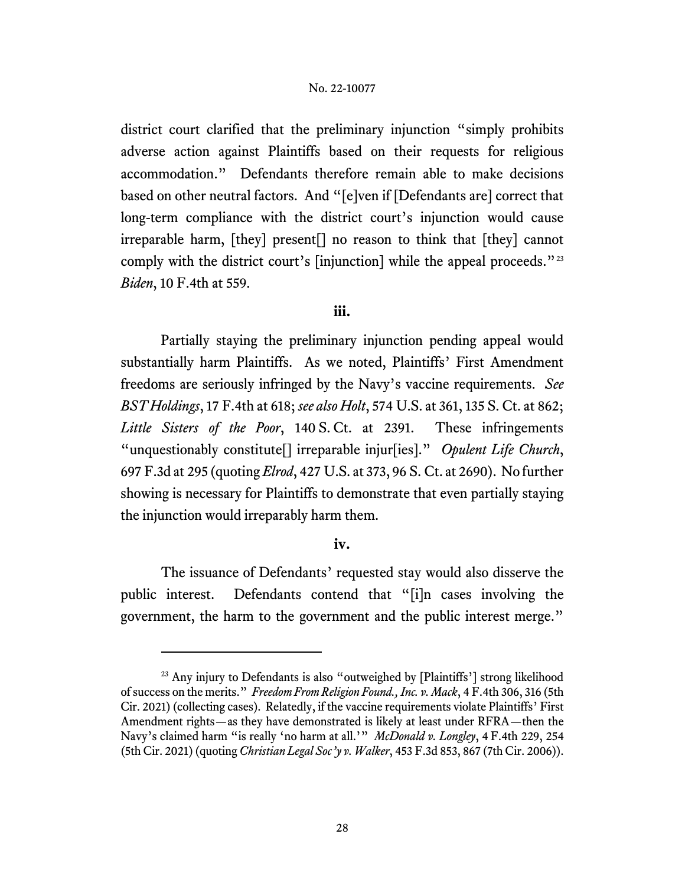district court clarified that the preliminary injunction "simply prohibits adverse action against Plaintiffs based on their requests for religious accommodation." Defendants therefore remain able to make decisions based on other neutral factors. And "[e]ven if [Defendants are] correct that long-term compliance with the district court's injunction would cause irreparable harm, [they] present[] no reason to think that [they] cannot comply with the district court's [injunction] while the appeal proceeds."[23] *Biden*, 10 F.4th at 559.

**iii.**

Partially staying the preliminary injunction pending appeal would substantially harm Plaintiffs. As we noted, Plaintiffs' First Amendment freedoms are seriously infringed by the Navy's vaccine requirements. *See BST Holdings*, 17 F.4th at 618; *see also Holt*, 574 U.S. at 361, 135 S. Ct. at 862; *Little Sisters of the Poor*, 140 S. Ct. at 2391. These infringements "unquestionably constitute[] irreparable injur[ies]." *Opulent Life Church*, 697 F.3d at 295 (quoting *Elrod*, 427 U.S. at 373, 96 S. Ct. at 2690). No further showing is necessary for Plaintiffs to demonstrate that even partially staying the injunction would irreparably harm them.

**iv.**

The issuance of Defendants' requested stay would also disserve the public interest. Defendants contend that "[i]n cases involving the government, the harm to the government and the public interest merge."

---

[23] Any injury to Defendants is also "outweighed by [Plaintiffs'] strong likelihood of success on the merits." *Freedom From Religion Found., Inc. v. Mack*, 4 F.4th 306, 316 (5th Cir. 2021) (collecting cases). Relatedly, if the vaccine requirements violate Plaintiffs' First Amendment rights—as they have demonstrated is likely at least under RFRA—then the Navy's claimed harm "is really 'no harm at all.'" *McDonald v. Longley*, 4 F.4th 229, 254 (5th Cir. 2021) (quoting *Christian Legal Soc'y v. Walker*, 453 F.3d 853, 867 (7th Cir. 2006)).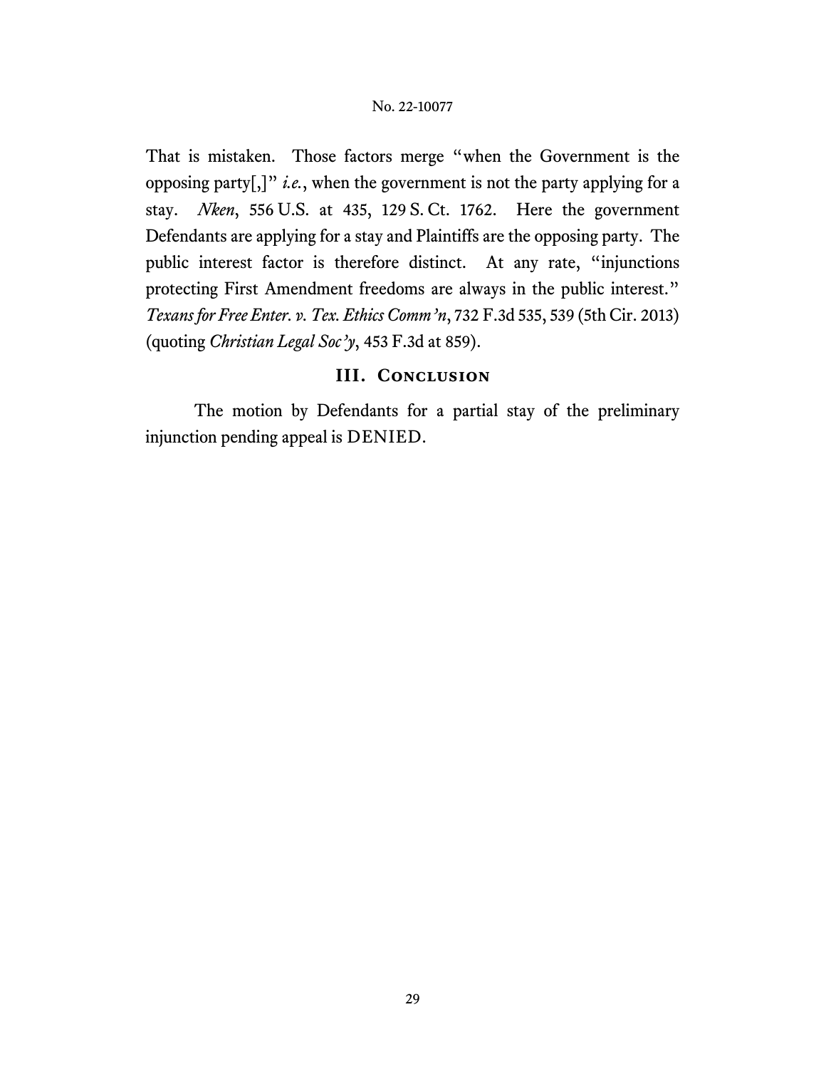That is mistaken. Those factors merge "when the Government is the opposing party[,]" *i.e.*, when the government is not the party applying for a stay. *Nken*, 556 U.S. at 435, 129 S. Ct. 1762. Here the government Defendants are applying for a stay and Plaintiffs are the opposing party. The public interest factor is therefore distinct. At any rate, "injunctions protecting First Amendment freedoms are always in the public interest." *Texans for Free Enter. v. Tex. Ethics Comm'n*, 732 F.3d 535, 539 (5th Cir. 2013) (quoting *Christian Legal Soc'y*, 453 F.3d at 859).

## III. Conclusion

The motion by Defendants for a partial stay of the preliminary injunction pending appeal is DENIED.